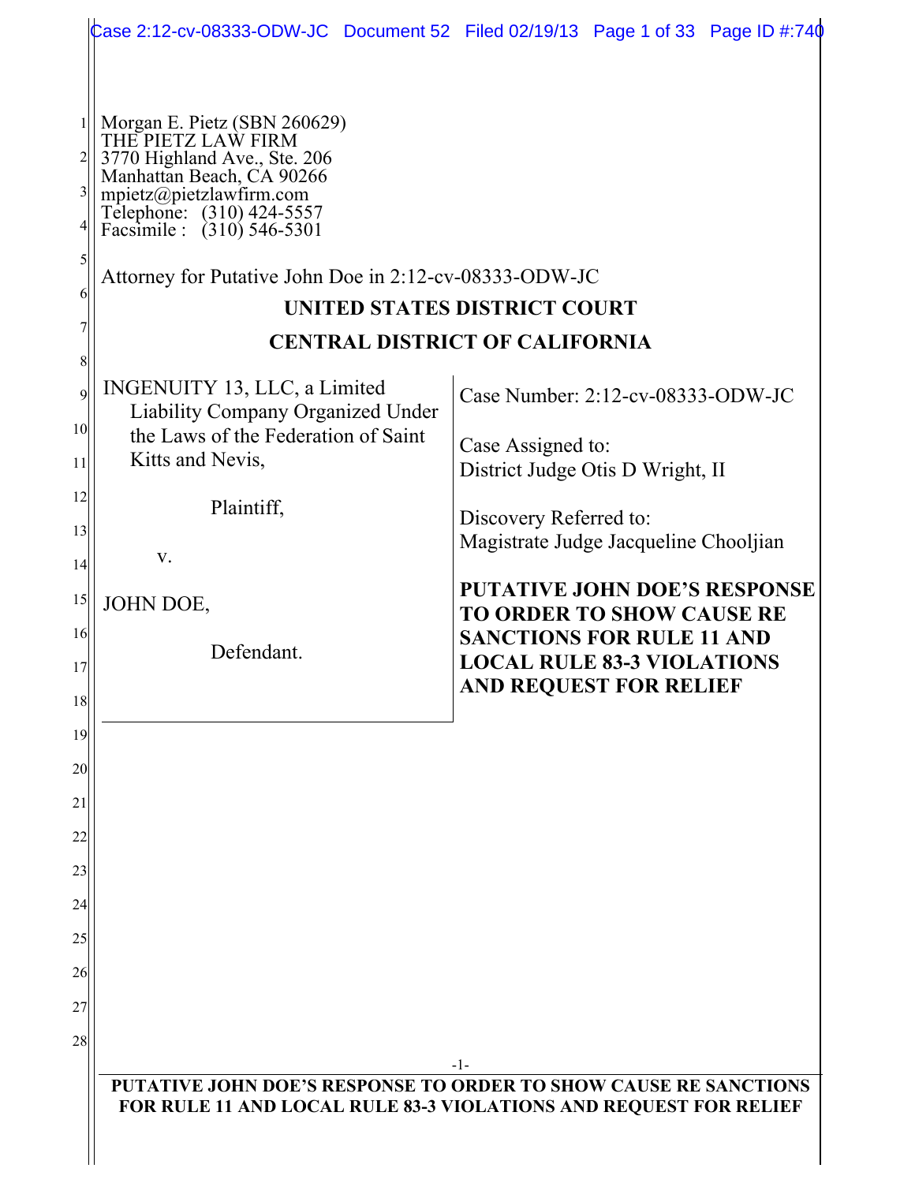Morgan E. Pietz (SBN 260629)
THE PIETZ LAW FIRM
3770 Highland Ave., Ste. 206
Manhattan Beach, CA 90266
mpietz@pietzlawfirm.com
Telephone: (310) 424-5557
Facsimile : (310) 546-5301

Attorney for Putative John Doe in 2:12-cv-08333-ODW-JC

**UNITED STATES DISTRICT COURT**

**CENTRAL DISTRICT OF CALIFORNIA**

INGENUITY 13, LLC, a Limited Liability Company Organized Under the Laws of the Federation of Saint Kitts and Nevis,

Plaintiff,

v.

JOHN DOE,

Defendant.

Case Number: 2:12-cv-08333-ODW-JC

Case Assigned to:
District Judge Otis D Wright, II

Discovery Referred to:
Magistrate Judge Jacqueline Chooljian

**PUTATIVE JOHN DOE'S RESPONSE TO ORDER TO SHOW CAUSE RE SANCTIONS FOR RULE 11 AND LOCAL RULE 83-3 VIOLATIONS AND REQUEST FOR RELIEF**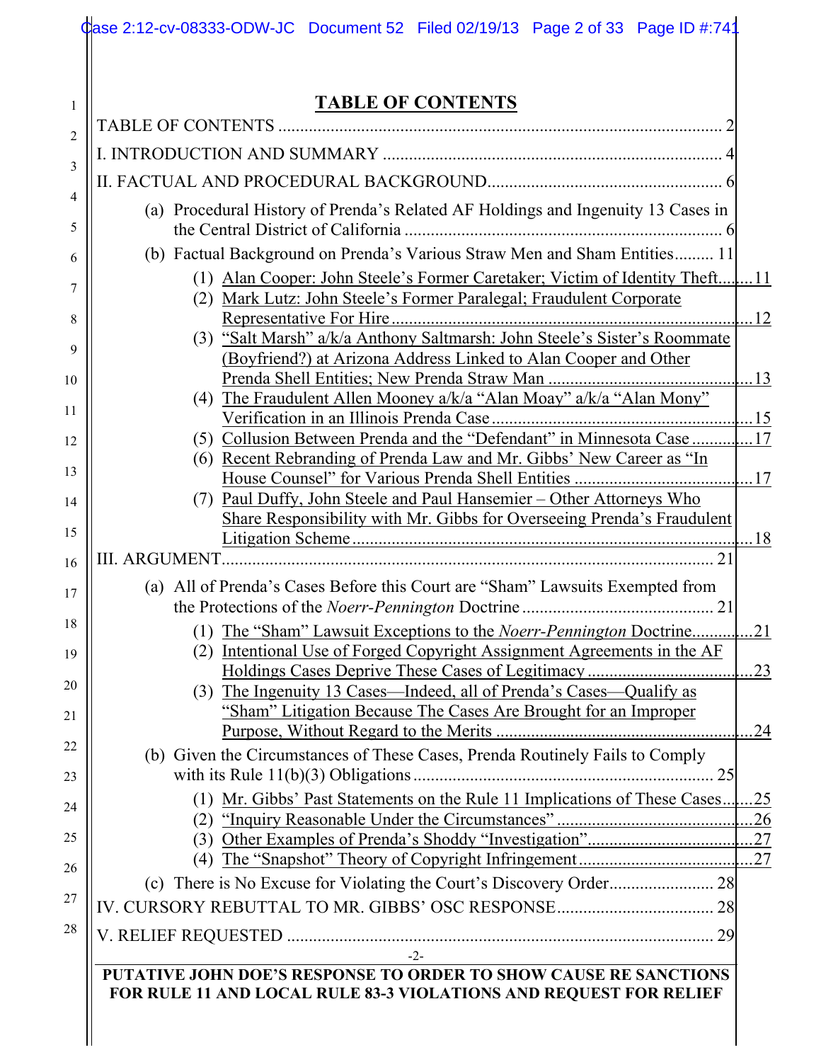# TABLE OF CONTENTS

TABLE OF CONTENTS ..................................................................................................... 2

I. INTRODUCTION AND SUMMARY .............................................................................. 4

II. FACTUAL AND PROCEDURAL BACKGROUND...................................................... 6

- (a) Procedural History of Prenda's Related AF Holdings and Ingenuity 13 Cases in the Central District of California ......................................................................... 6
- (b) Factual Background on Prenda's Various Straw Men and Sham Entities......... 11
  - (1) Alan Cooper: John Steele's Former Caretaker; Victim of Identity Theft.........11
  - (2) Mark Lutz: John Steele's Former Paralegal; Fraudulent Corporate Representative For Hire .................................................................................12
  - (3) "Salt Marsh" a/k/a Anthony Saltmarsh: John Steele's Sister's Roommate (Boyfriend?) at Arizona Address Linked to Alan Cooper and Other Prenda Shell Entities; New Prenda Straw Man ..............................................13
  - (4) The Fraudulent Allen Mooney a/k/a "Alan Moay" a/k/a "Alan Mony" Verification in an Illinois Prenda Case ...........................................................15
  - (5) Collusion Between Prenda and the "Defendant" in Minnesota Case ..............17
  - (6) Recent Rebranding of Prenda Law and Mr. Gibbs' New Career as "In House Counsel" for Various Prenda Shell Entities .........................................17
  - (7) Paul Duffy, John Steele and Paul Hansemier – Other Attorneys Who Share Responsibility with Mr. Gibbs for Overseeing Prenda's Fraudulent Litigation Scheme ...........................................................................................18

III. ARGUMENT................................................................................................................. 21

- (a) All of Prenda's Cases Before this Court are "Sham" Lawsuits Exempted from the Protections of the *Noerr-Pennington* Doctrine ........................................... 21
  - (1) The "Sham" Lawsuit Exceptions to the *Noerr-Pennington* Doctrine..............21
  - (2) Intentional Use of Forged Copyright Assignment Agreements in the AF Holdings Cases Deprive These Cases of Legitimacy ......................................23
  - (3) The Ingenuity 13 Cases—Indeed, all of Prenda's Cases—Qualify as "Sham" Litigation Because The Cases Are Brought for an Improper Purpose, Without Regard to the Merits ..........................................................24
- (b) Given the Circumstances of These Cases, Prenda Routinely Fails to Comply with its Rule 11(b)(3) Obligations .................................................................... 25
  - (1) Mr. Gibbs' Past Statements on the Rule 11 Implications of These Cases.......25
  - (2) "Inquiry Reasonable Under the Circumstances" ............................................26
  - (3) Other Examples of Prenda's Shoddy "Investigation".....................................27
  - (4) The "Snapshot" Theory of Copyright Infringement.......................................27
- (c) There is No Excuse for Violating the Court's Discovery Order........................ 28

IV. CURSORY REBUTTAL TO MR. GIBBS' OSC RESPONSE.................................... 28

V. RELIEF REQUESTED .................................................................................................. 29

**PUTATIVE JOHN DOE'S RESPONSE TO ORDER TO SHOW CAUSE RE SANCTIONS FOR RULE 11 AND LOCAL RULE 83-3 VIOLATIONS AND REQUEST FOR RELIEF**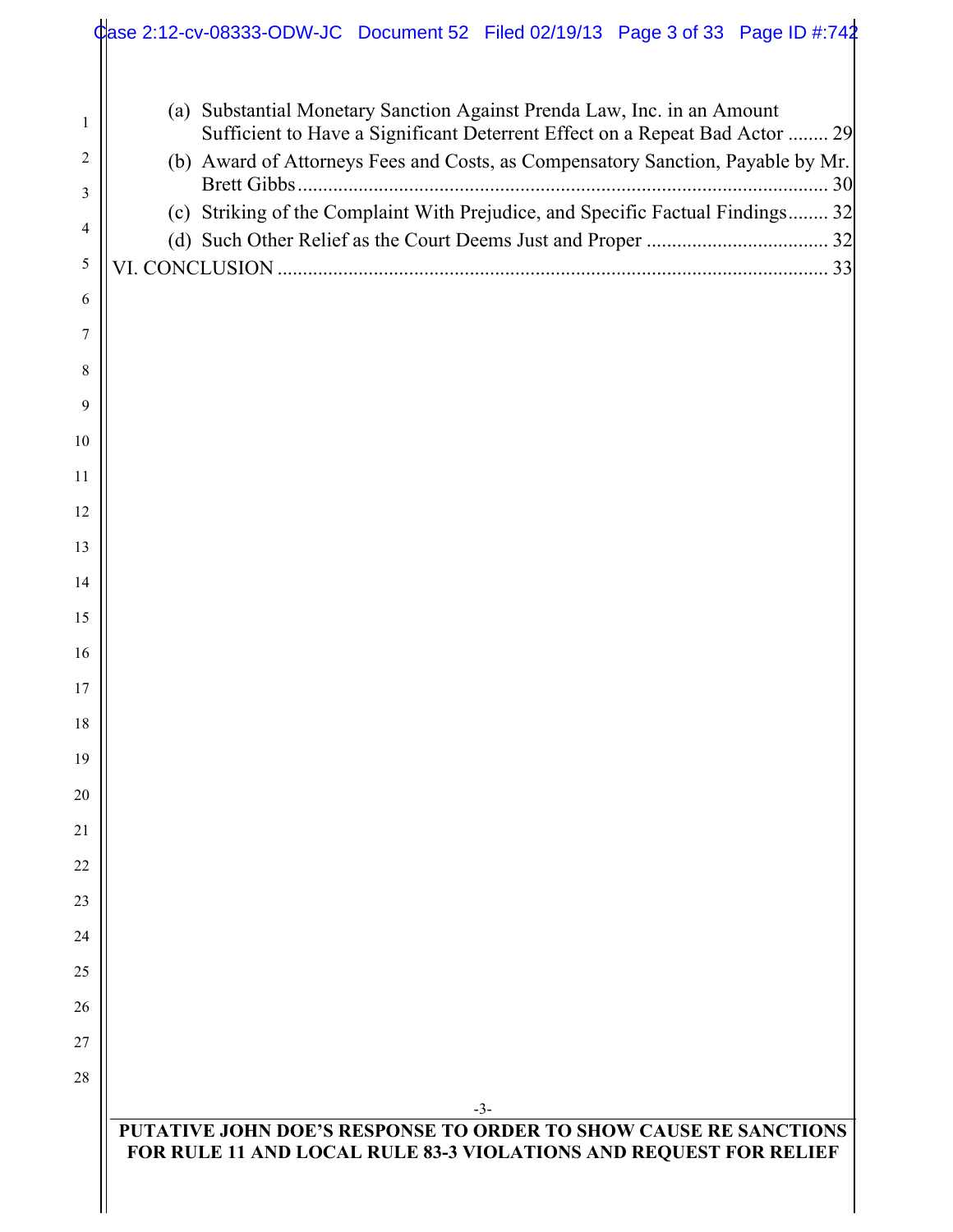(a) Substantial Monetary Sanction Against Prenda Law, Inc. in an Amount Sufficient to Have a Significant Deterrent Effect on a Repeat Bad Actor ........ 29

(b) Award of Attorneys Fees and Costs, as Compensatory Sanction, Payable by Mr. Brett Gibbs ........ 30

(c) Striking of the Complaint With Prejudice, and Specific Factual Findings........ 32

(d) Such Other Relief as the Court Deems Just and Proper ........ 32

VI. CONCLUSION ........ 33

**PUTATIVE JOHN DOE'S RESPONSE TO ORDER TO SHOW CAUSE RE SANCTIONS FOR RULE 11 AND LOCAL RULE 83-3 VIOLATIONS AND REQUEST FOR RELIEF**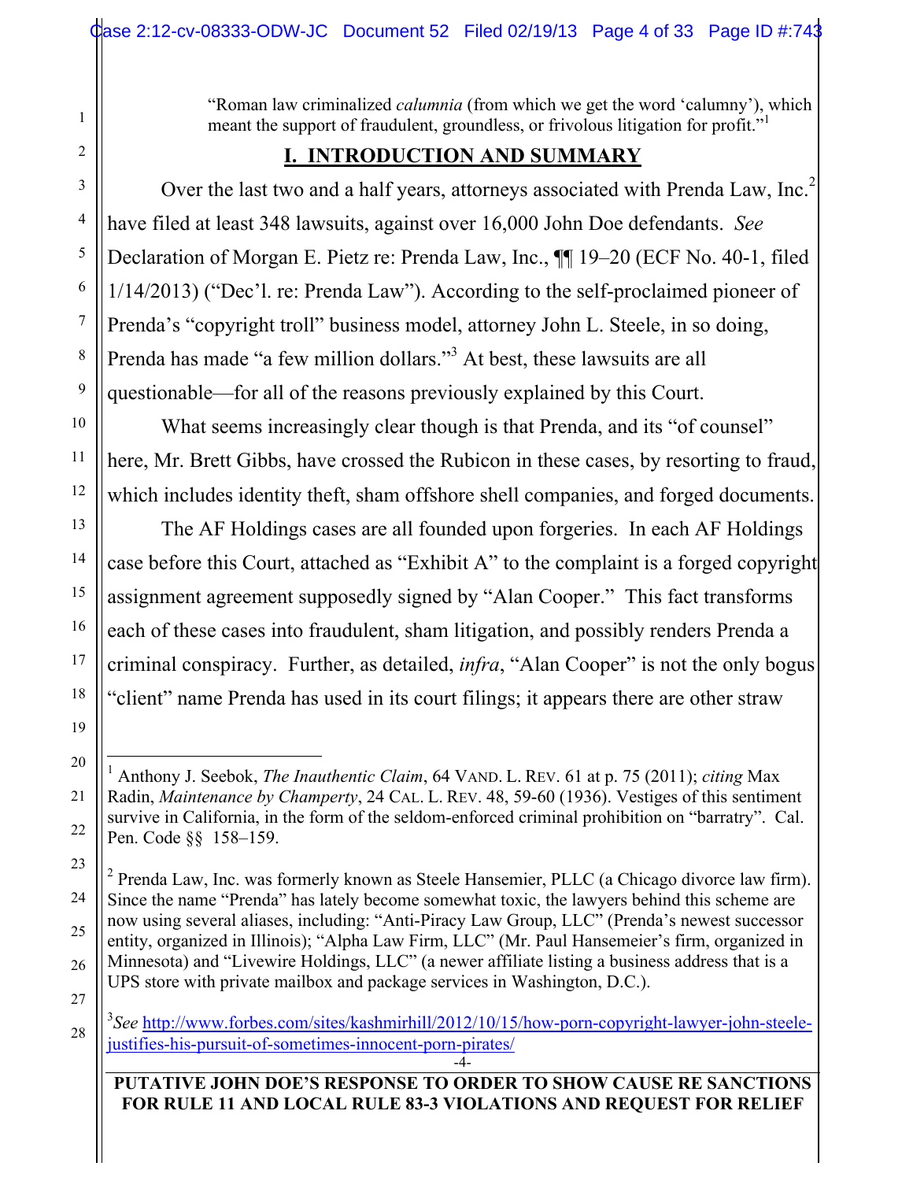"Roman law criminalized *calumnia* (from which we get the word 'calumny'), which meant the support of fraudulent, groundless, or frivolous litigation for profit."[1]

## I. INTRODUCTION AND SUMMARY

Over the last two and a half years, attorneys associated with Prenda Law, Inc.[2] have filed at least 348 lawsuits, against over 16,000 John Doe defendants. *See* Declaration of Morgan E. Pietz re: Prenda Law, Inc., ¶¶ 19–20 (ECF No. 40-1, filed 1/14/2013) ("Dec'l. re: Prenda Law"). According to the self-proclaimed pioneer of Prenda's "copyright troll" business model, attorney John L. Steele, in so doing, Prenda has made "a few million dollars."[3] At best, these lawsuits are all questionable—for all of the reasons previously explained by this Court.

What seems increasingly clear though is that Prenda, and its "of counsel" here, Mr. Brett Gibbs, have crossed the Rubicon in these cases, by resorting to fraud, which includes identity theft, sham offshore shell companies, and forged documents.

The AF Holdings cases are all founded upon forgeries. In each AF Holdings case before this Court, attached as "Exhibit A" to the complaint is a forged copyright assignment agreement supposedly signed by "Alan Cooper." This fact transforms each of these cases into fraudulent, sham litigation, and possibly renders Prenda a criminal conspiracy. Further, as detailed, *infra*, "Alan Cooper" is not the only bogus "client" name Prenda has used in its court filings; it appears there are other straw

---

[1] Anthony J. Seebok, *The Inauthentic Claim*, 64 VAND. L. REV. 61 at p. 75 (2011); *citing* Max Radin, *Maintenance by Champerty*, 24 CAL. L. REV. 48, 59-60 (1936). Vestiges of this sentiment survive in California, in the form of the seldom-enforced criminal prohibition on "barratry". Cal. Pen. Code §§ 158–159.

[2] Prenda Law, Inc. was formerly known as Steele Hansemier, PLLC (a Chicago divorce law firm). Since the name "Prenda" has lately become somewhat toxic, the lawyers behind this scheme are now using several aliases, including: "Anti-Piracy Law Group, LLC" (Prenda's newest successor entity, organized in Illinois); "Alpha Law Firm, LLC" (Mr. Paul Hansemeier's firm, organized in Minnesota) and "Livewire Holdings, LLC" (a newer affiliate listing a business address that is a UPS store with private mailbox and package services in Washington, D.C.).

[3] *See* http://www.forbes.com/sites/kashmirhill/2012/10/15/how-porn-copyright-lawyer-john-steele-justifies-his-pursuit-of-sometimes-innocent-porn-pirates/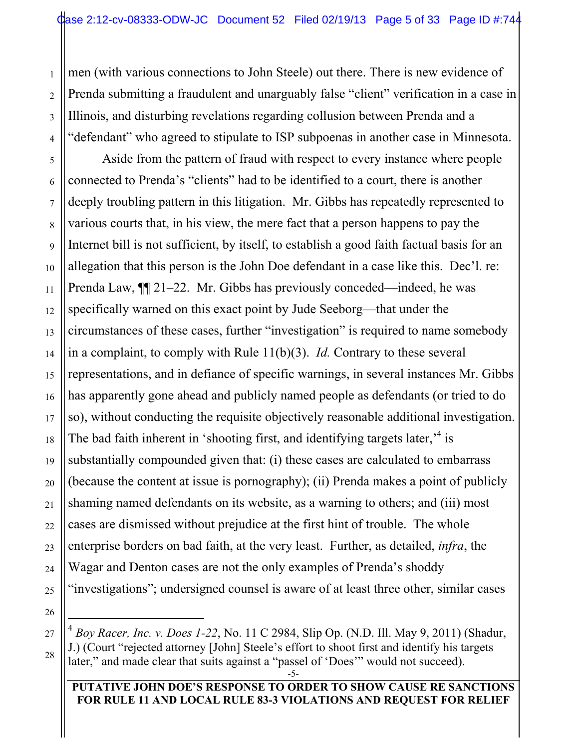men (with various connections to John Steele) out there. There is new evidence of Prenda submitting a fraudulent and unarguably false "client" verification in a case in Illinois, and disturbing revelations regarding collusion between Prenda and a "defendant" who agreed to stipulate to ISP subpoenas in another case in Minnesota.

Aside from the pattern of fraud with respect to every instance where people connected to Prenda's "clients" had to be identified to a court, there is another deeply troubling pattern in this litigation. Mr. Gibbs has repeatedly represented to various courts that, in his view, the mere fact that a person happens to pay the Internet bill is not sufficient, by itself, to establish a good faith factual basis for an allegation that this person is the John Doe defendant in a case like this. Dec'l. re: Prenda Law, ¶¶ 21–22. Mr. Gibbs has previously conceded—indeed, he was specifically warned on this exact point by Jude Seeborg—that under the circumstances of these cases, further "investigation" is required to name somebody in a complaint, to comply with Rule 11(b)(3). *Id.* Contrary to these several representations, and in defiance of specific warnings, in several instances Mr. Gibbs has apparently gone ahead and publicly named people as defendants (or tried to do so), without conducting the requisite objectively reasonable additional investigation. The bad faith inherent in 'shooting first, and identifying targets later,'[4] is substantially compounded given that: (i) these cases are calculated to embarrass (because the content at issue is pornography); (ii) Prenda makes a point of publicly shaming named defendants on its website, as a warning to others; and (iii) most cases are dismissed without prejudice at the first hint of trouble. The whole enterprise borders on bad faith, at the very least. Further, as detailed, *infra*, the Wagar and Denton cases are not the only examples of Prenda's shoddy "investigations"; undersigned counsel is aware of at least three other, similar cases

---

[4] *Boy Racer, Inc. v. Does 1-22*, No. 11 C 2984, Slip Op. (N.D. Ill. May 9, 2011) (Shadur, J.) (Court "rejected attorney [John] Steele's effort to shoot first and identify his targets later," and made clear that suits against a "passel of 'Does'" would not succeed).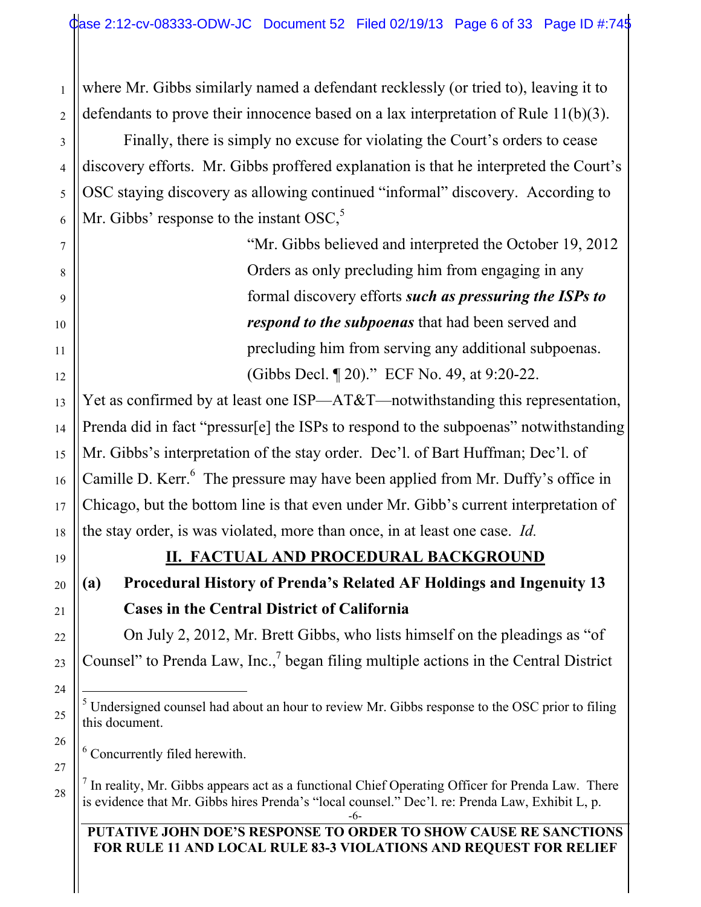where Mr. Gibbs similarly named a defendant recklessly (or tried to), leaving it to defendants to prove their innocence based on a lax interpretation of Rule 11(b)(3).

Finally, there is simply no excuse for violating the Court's orders to cease discovery efforts. Mr. Gibbs proffered explanation is that he interpreted the Court's OSC staying discovery as allowing continued "informal" discovery. According to Mr. Gibbs' response to the instant OSC,[5]

> "Mr. Gibbs believed and interpreted the October 19, 2012 Orders as only precluding him from engaging in any formal discovery efforts ***such as pressuring the ISPs to respond to the subpoenas*** that had been served and precluding him from serving any additional subpoenas. (Gibbs Decl. ¶ 20)." ECF No. 49, at 9:20-22.

Yet as confirmed by at least one ISP—AT&T—notwithstanding this representation, Prenda did in fact "pressur[e] the ISPs to respond to the subpoenas" notwithstanding Mr. Gibbs's interpretation of the stay order. Dec'l. of Bart Huffman; Dec'l. of Camille D. Kerr.[6] The pressure may have been applied from Mr. Duffy's office in Chicago, but the bottom line is that even under Mr. Gibb's current interpretation of the stay order, is was violated, more than once, in at least one case. *Id.*

## II. FACTUAL AND PROCEDURAL BACKGROUND

### (a) Procedural History of Prenda's Related AF Holdings and Ingenuity 13 Cases in the Central District of California

On July 2, 2012, Mr. Brett Gibbs, who lists himself on the pleadings as "of Counsel" to Prenda Law, Inc.,[7] began filing multiple actions in the Central District

---

[5] Undersigned counsel had about an hour to review Mr. Gibbs response to the OSC prior to filing this document.

[6] Concurrently filed herewith.

[7] In reality, Mr. Gibbs appears act as a functional Chief Operating Officer for Prenda Law. There is evidence that Mr. Gibbs hires Prenda's "local counsel." Dec'l. re: Prenda Law, Exhibit L, p.

**PUTATIVE JOHN DOE'S RESPONSE TO ORDER TO SHOW CAUSE RE SANCTIONS FOR RULE 11 AND LOCAL RULE 83-3 VIOLATIONS AND REQUEST FOR RELIEF**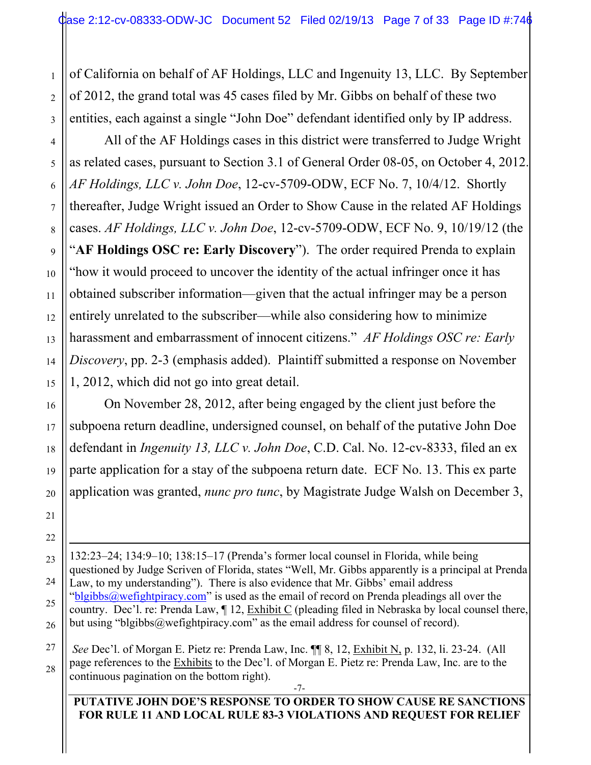of California on behalf of AF Holdings, LLC and Ingenuity 13, LLC. By September of 2012, the grand total was 45 cases filed by Mr. Gibbs on behalf of these two entities, each against a single "John Doe" defendant identified only by IP address.

All of the AF Holdings cases in this district were transferred to Judge Wright as related cases, pursuant to Section 3.1 of General Order 08-05, on October 4, 2012. *AF Holdings, LLC v. John Doe*, 12-cv-5709-ODW, ECF No. 7, 10/4/12. Shortly thereafter, Judge Wright issued an Order to Show Cause in the related AF Holdings cases. *AF Holdings, LLC v. John Doe*, 12-cv-5709-ODW, ECF No. 9, 10/19/12 (the "**AF Holdings OSC re: Early Discovery**"). The order required Prenda to explain "how it would proceed to uncover the identity of the actual infringer once it has obtained subscriber information—given that the actual infringer may be a person entirely unrelated to the subscriber—while also considering how to minimize harassment and embarrassment of innocent citizens." *AF Holdings OSC re: Early Discovery*, pp. 2-3 (emphasis added). Plaintiff submitted a response on November 1, 2012, which did not go into great detail.

On November 28, 2012, after being engaged by the client just before the subpoena return deadline, undersigned counsel, on behalf of the putative John Doe defendant in *Ingenuity 13, LLC v. John Doe*, C.D. Cal. No. 12-cv-8333, filed an ex parte application for a stay of the subpoena return date. ECF No. 13. This ex parte application was granted, *nunc pro tunc*, by Magistrate Judge Walsh on December 3,

---

132:23–24; 134:9–10; 138:15–17 (Prenda's former local counsel in Florida, while being questioned by Judge Scriven of Florida, states "Well, Mr. Gibbs apparently is a principal at Prenda Law, to my understanding"). There is also evidence that Mr. Gibbs' email address "blgibbs@wefightpiracy.com" is used as the email of record on Prenda pleadings all over the country. Dec'l. re: Prenda Law, ¶ 12, Exhibit C (pleading filed in Nebraska by local counsel there, but using "blgibbs@wefightpiracy.com" as the email address for counsel of record).

*See* Dec'l. of Morgan E. Pietz re: Prenda Law, Inc. ¶¶ 8, 12, Exhibit N, p. 132, li. 23-24. (All page references to the Exhibits to the Dec'l. of Morgan E. Pietz re: Prenda Law, Inc. are to the continuous pagination on the bottom right).

**PUTATIVE JOHN DOE'S RESPONSE TO ORDER TO SHOW CAUSE RE SANCTIONS FOR RULE 11 AND LOCAL RULE 83-3 VIOLATIONS AND REQUEST FOR RELIEF**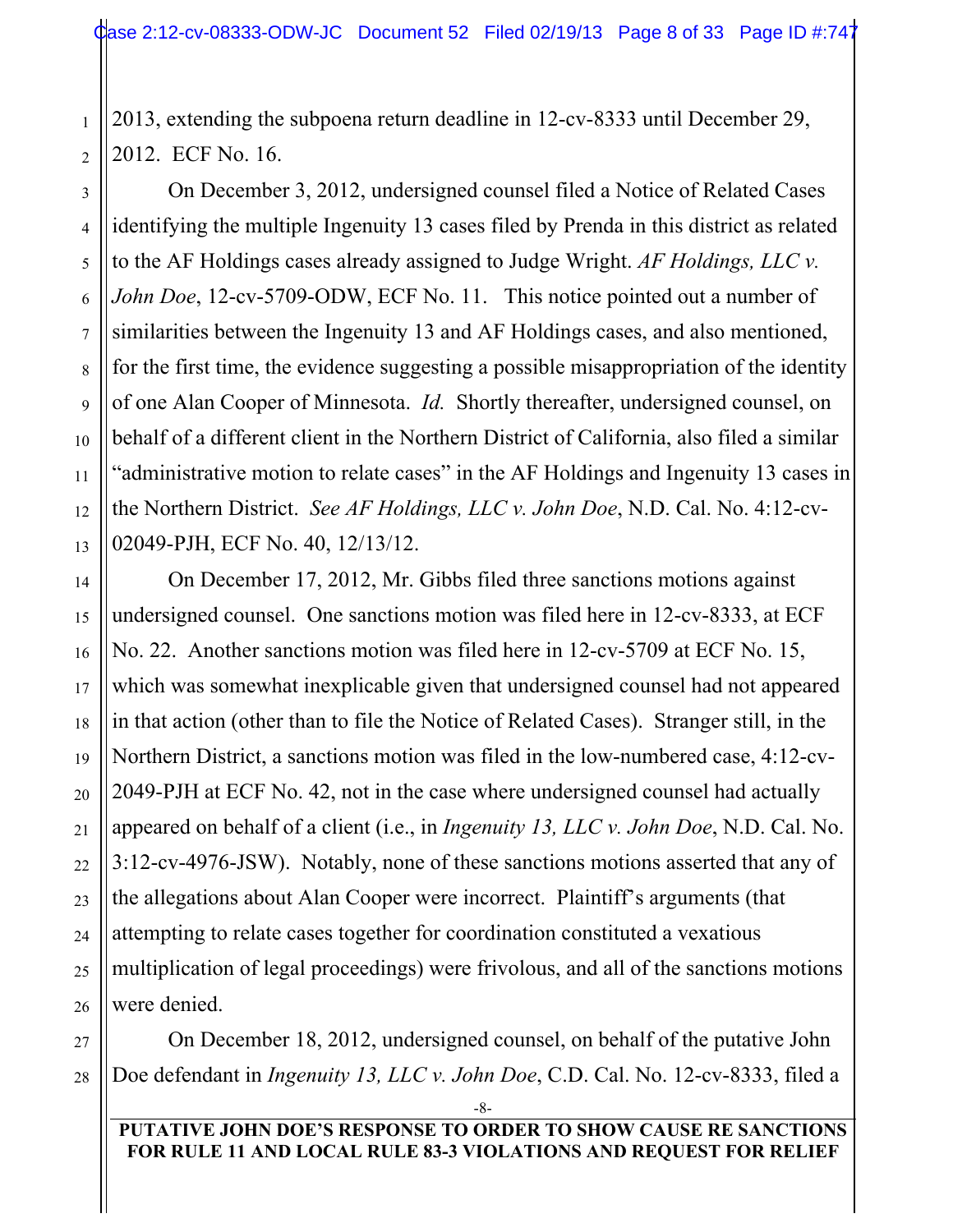2013, extending the subpoena return deadline in 12-cv-8333 until December 29, 2012. ECF No. 16.

On December 3, 2012, undersigned counsel filed a Notice of Related Cases identifying the multiple Ingenuity 13 cases filed by Prenda in this district as related to the AF Holdings cases already assigned to Judge Wright. *AF Holdings, LLC v. John Doe*, 12-cv-5709-ODW, ECF No. 11. This notice pointed out a number of similarities between the Ingenuity 13 and AF Holdings cases, and also mentioned, for the first time, the evidence suggesting a possible misappropriation of the identity of one Alan Cooper of Minnesota. *Id.* Shortly thereafter, undersigned counsel, on behalf of a different client in the Northern District of California, also filed a similar "administrative motion to relate cases" in the AF Holdings and Ingenuity 13 cases in the Northern District. *See AF Holdings, LLC v. John Doe*, N.D. Cal. No. 4:12-cv-02049-PJH, ECF No. 40, 12/13/12.

On December 17, 2012, Mr. Gibbs filed three sanctions motions against undersigned counsel. One sanctions motion was filed here in 12-cv-8333, at ECF No. 22. Another sanctions motion was filed here in 12-cv-5709 at ECF No. 15, which was somewhat inexplicable given that undersigned counsel had not appeared in that action (other than to file the Notice of Related Cases). Stranger still, in the Northern District, a sanctions motion was filed in the low-numbered case, 4:12-cv-2049-PJH at ECF No. 42, not in the case where undersigned counsel had actually appeared on behalf of a client (i.e., in *Ingenuity 13, LLC v. John Doe*, N.D. Cal. No. 3:12-cv-4976-JSW). Notably, none of these sanctions motions asserted that any of the allegations about Alan Cooper were incorrect. Plaintiff's arguments (that attempting to relate cases together for coordination constituted a vexatious multiplication of legal proceedings) were frivolous, and all of the sanctions motions were denied.

On December 18, 2012, undersigned counsel, on behalf of the putative John Doe defendant in *Ingenuity 13, LLC v. John Doe*, C.D. Cal. No. 12-cv-8333, filed a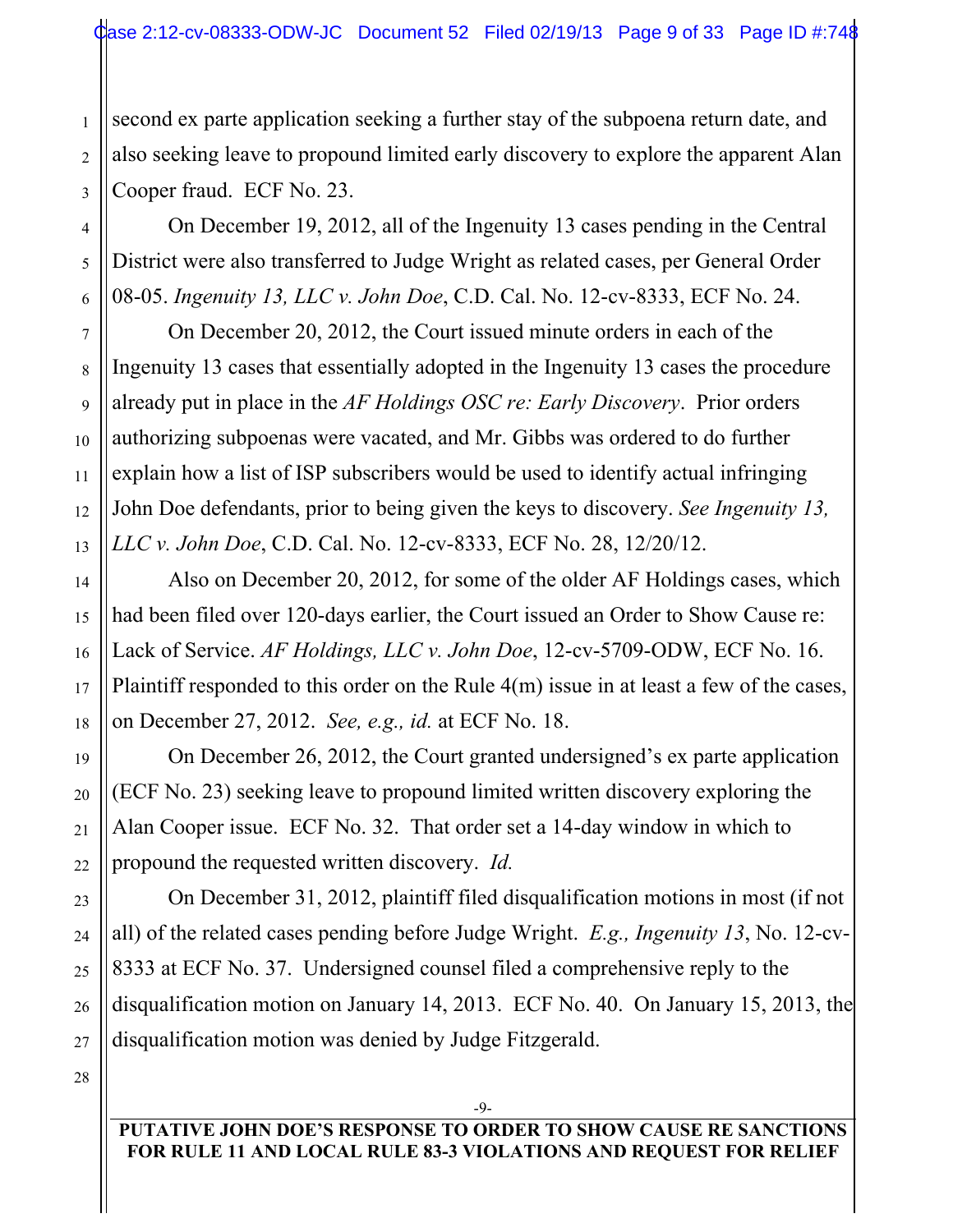second ex parte application seeking a further stay of the subpoena return date, and also seeking leave to propound limited early discovery to explore the apparent Alan Cooper fraud. ECF No. 23.

On December 19, 2012, all of the Ingenuity 13 cases pending in the Central District were also transferred to Judge Wright as related cases, per General Order 08-05. *Ingenuity 13, LLC v. John Doe*, C.D. Cal. No. 12-cv-8333, ECF No. 24.

On December 20, 2012, the Court issued minute orders in each of the Ingenuity 13 cases that essentially adopted in the Ingenuity 13 cases the procedure already put in place in the *AF Holdings OSC re: Early Discovery*. Prior orders authorizing subpoenas were vacated, and Mr. Gibbs was ordered to do further explain how a list of ISP subscribers would be used to identify actual infringing John Doe defendants, prior to being given the keys to discovery. *See Ingenuity 13, LLC v. John Doe*, C.D. Cal. No. 12-cv-8333, ECF No. 28, 12/20/12.

Also on December 20, 2012, for some of the older AF Holdings cases, which had been filed over 120-days earlier, the Court issued an Order to Show Cause re: Lack of Service. *AF Holdings, LLC v. John Doe*, 12-cv-5709-ODW, ECF No. 16. Plaintiff responded to this order on the Rule 4(m) issue in at least a few of the cases, on December 27, 2012. *See, e.g., id.* at ECF No. 18.

On December 26, 2012, the Court granted undersigned's ex parte application (ECF No. 23) seeking leave to propound limited written discovery exploring the Alan Cooper issue. ECF No. 32. That order set a 14-day window in which to propound the requested written discovery. *Id.*

On December 31, 2012, plaintiff filed disqualification motions in most (if not all) of the related cases pending before Judge Wright. *E.g., Ingenuity 13*, No. 12-cv-8333 at ECF No. 37. Undersigned counsel filed a comprehensive reply to the disqualification motion on January 14, 2013. ECF No. 40. On January 15, 2013, the disqualification motion was denied by Judge Fitzgerald.

**PUTATIVE JOHN DOE'S RESPONSE TO ORDER TO SHOW CAUSE RE SANCTIONS FOR RULE 11 AND LOCAL RULE 83-3 VIOLATIONS AND REQUEST FOR RELIEF**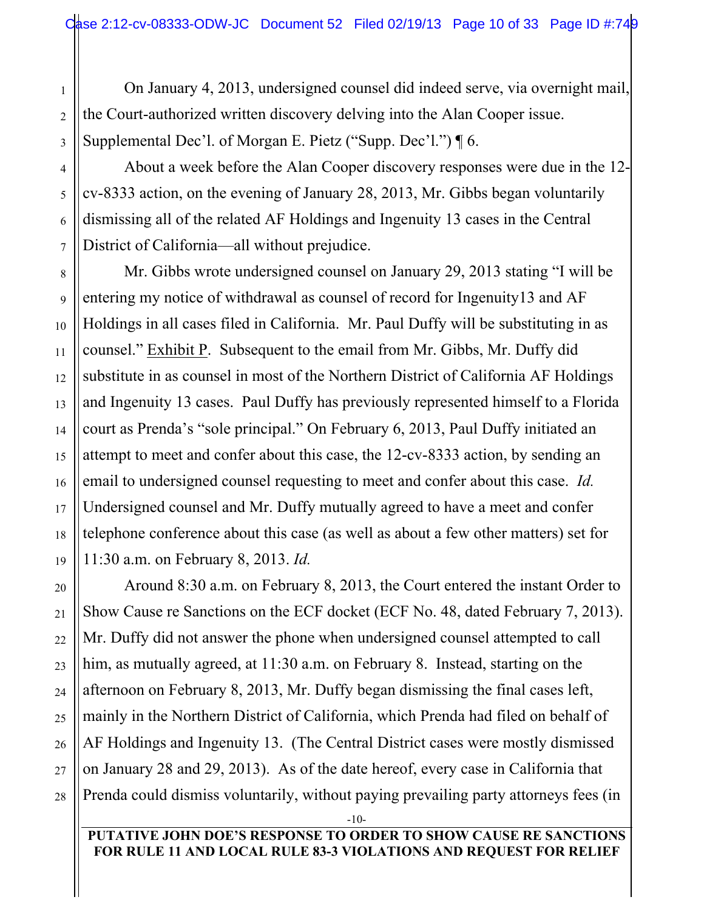On January 4, 2013, undersigned counsel did indeed serve, via overnight mail, the Court-authorized written discovery delving into the Alan Cooper issue. Supplemental Dec'l. of Morgan E. Pietz ("Supp. Dec'l.") ¶ 6.

About a week before the Alan Cooper discovery responses were due in the 12-cv-8333 action, on the evening of January 28, 2013, Mr. Gibbs began voluntarily dismissing all of the related AF Holdings and Ingenuity 13 cases in the Central District of California—all without prejudice.

Mr. Gibbs wrote undersigned counsel on January 29, 2013 stating "I will be entering my notice of withdrawal as counsel of record for Ingenuity13 and AF Holdings in all cases filed in California. Mr. Paul Duffy will be substituting in as counsel." Exhibit P. Subsequent to the email from Mr. Gibbs, Mr. Duffy did substitute in as counsel in most of the Northern District of California AF Holdings and Ingenuity 13 cases. Paul Duffy has previously represented himself to a Florida court as Prenda's "sole principal." On February 6, 2013, Paul Duffy initiated an attempt to meet and confer about this case, the 12-cv-8333 action, by sending an email to undersigned counsel requesting to meet and confer about this case. *Id.* Undersigned counsel and Mr. Duffy mutually agreed to have a meet and confer telephone conference about this case (as well as about a few other matters) set for 11:30 a.m. on February 8, 2013. *Id.*

Around 8:30 a.m. on February 8, 2013, the Court entered the instant Order to Show Cause re Sanctions on the ECF docket (ECF No. 48, dated February 7, 2013). Mr. Duffy did not answer the phone when undersigned counsel attempted to call him, as mutually agreed, at 11:30 a.m. on February 8. Instead, starting on the afternoon on February 8, 2013, Mr. Duffy began dismissing the final cases left, mainly in the Northern District of California, which Prenda had filed on behalf of AF Holdings and Ingenuity 13. (The Central District cases were mostly dismissed on January 28 and 29, 2013). As of the date hereof, every case in California that Prenda could dismiss voluntarily, without paying prevailing party attorneys fees (in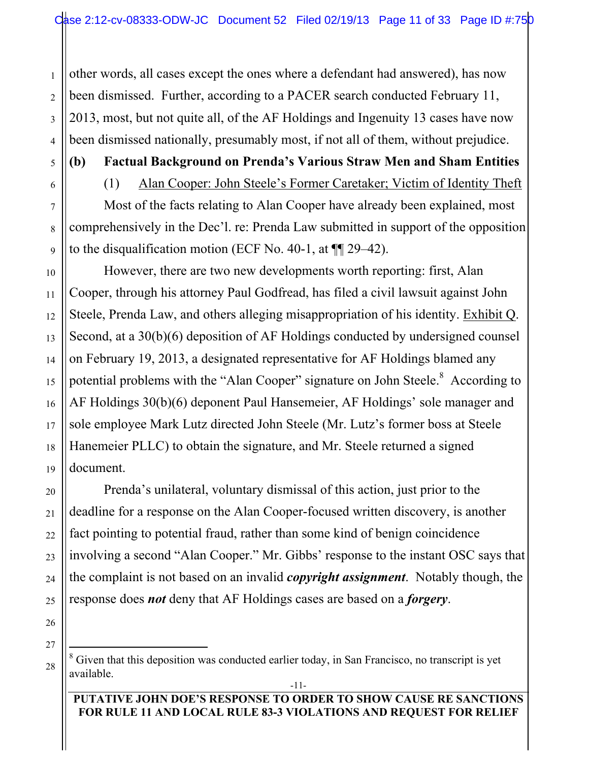other words, all cases except the ones where a defendant had answered), has now been dismissed. Further, according to a PACER search conducted February 11, 2013, most, but not quite all, of the AF Holdings and Ingenuity 13 cases have now been dismissed nationally, presumably most, if not all of them, without prejudice.

### (b) Factual Background on Prenda's Various Straw Men and Sham Entities

(1) Alan Cooper: John Steele's Former Caretaker; Victim of Identity Theft

Most of the facts relating to Alan Cooper have already been explained, most comprehensively in the Dec'l. re: Prenda Law submitted in support of the opposition to the disqualification motion (ECF No. 40-1, at ¶¶ 29–42).

However, there are two new developments worth reporting: first, Alan Cooper, through his attorney Paul Godfread, has filed a civil lawsuit against John Steele, Prenda Law, and others alleging misappropriation of his identity. Exhibit Q. Second, at a 30(b)(6) deposition of AF Holdings conducted by undersigned counsel on February 19, 2013, a designated representative for AF Holdings blamed any potential problems with the "Alan Cooper" signature on John Steele.[8] According to AF Holdings 30(b)(6) deponent Paul Hansemeier, AF Holdings' sole manager and sole employee Mark Lutz directed John Steele (Mr. Lutz's former boss at Steele Hanemeier PLLC) to obtain the signature, and Mr. Steele returned a signed document.

Prenda's unilateral, voluntary dismissal of this action, just prior to the deadline for a response on the Alan Cooper-focused written discovery, is another fact pointing to potential fraud, rather than some kind of benign coincidence involving a second "Alan Cooper." Mr. Gibbs' response to the instant OSC says that the complaint is not based on an invalid ***copyright assignment***. Notably though, the response does ***not*** deny that AF Holdings cases are based on a ***forgery***.

---

[8] Given that this deposition was conducted earlier today, in San Francisco, no transcript is yet available.

PUTATIVE JOHN DOE'S RESPONSE TO ORDER TO SHOW CAUSE RE SANCTIONS FOR RULE 11 AND LOCAL RULE 83-3 VIOLATIONS AND REQUEST FOR RELIEF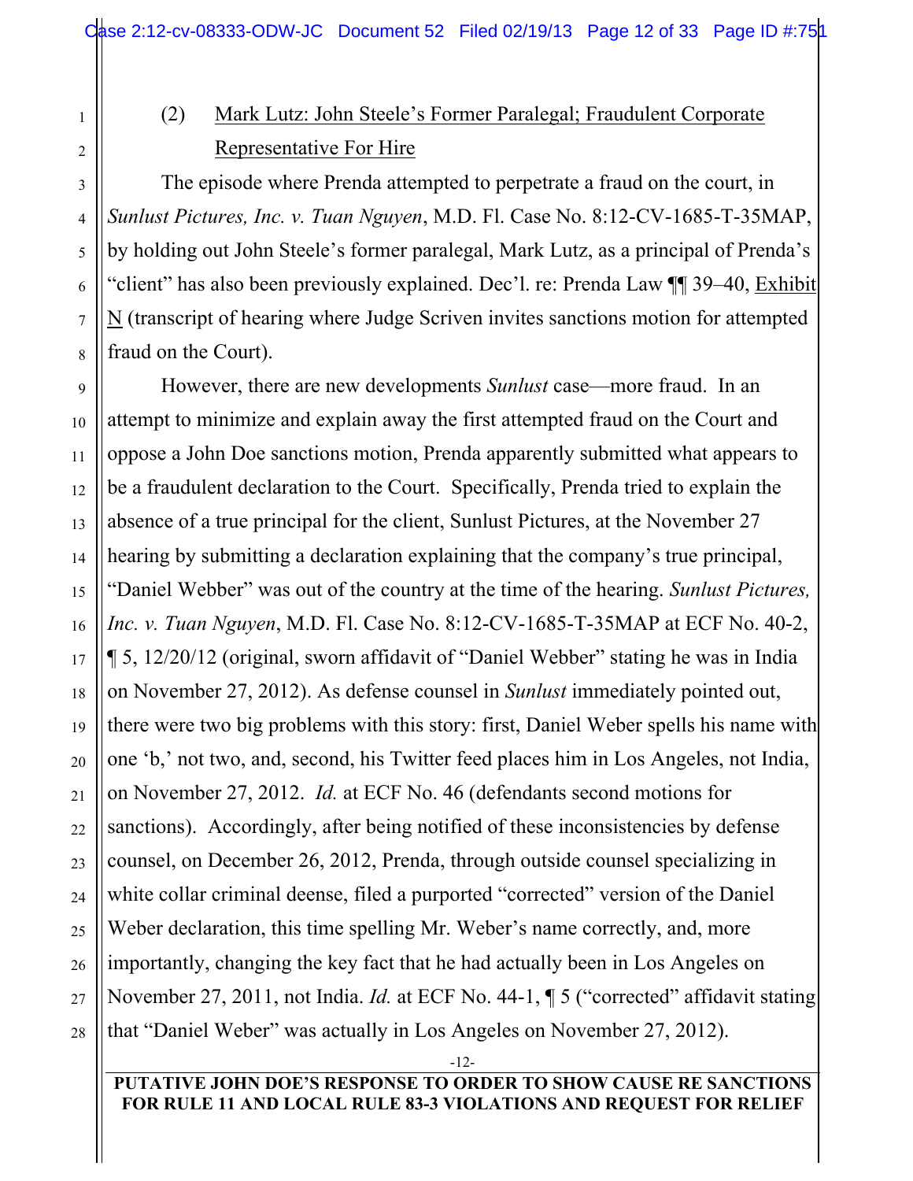(2) Mark Lutz: John Steele's Former Paralegal; Fraudulent Corporate Representative For Hire

The episode where Prenda attempted to perpetrate a fraud on the court, in *Sunlust Pictures, Inc. v. Tuan Nguyen*, M.D. Fl. Case No. 8:12-CV-1685-T-35MAP, by holding out John Steele's former paralegal, Mark Lutz, as a principal of Prenda's "client" has also been previously explained. Dec'l. re: Prenda Law ¶¶ 39–40, Exhibit N (transcript of hearing where Judge Scriven invites sanctions motion for attempted fraud on the Court).

However, there are new developments *Sunlust* case—more fraud. In an attempt to minimize and explain away the first attempted fraud on the Court and oppose a John Doe sanctions motion, Prenda apparently submitted what appears to be a fraudulent declaration to the Court. Specifically, Prenda tried to explain the absence of a true principal for the client, Sunlust Pictures, at the November 27 hearing by submitting a declaration explaining that the company's true principal, "Daniel Webber" was out of the country at the time of the hearing. *Sunlust Pictures, Inc. v. Tuan Nguyen*, M.D. Fl. Case No. 8:12-CV-1685-T-35MAP at ECF No. 40-2, ¶ 5, 12/20/12 (original, sworn affidavit of "Daniel Webber" stating he was in India on November 27, 2012). As defense counsel in *Sunlust* immediately pointed out, there were two big problems with this story: first, Daniel Weber spells his name with one 'b,' not two, and, second, his Twitter feed places him in Los Angeles, not India, on November 27, 2012. *Id.* at ECF No. 46 (defendants second motions for sanctions). Accordingly, after being notified of these inconsistencies by defense counsel, on December 26, 2012, Prenda, through outside counsel specializing in white collar criminal deense, filed a purported "corrected" version of the Daniel Weber declaration, this time spelling Mr. Weber's name correctly, and, more importantly, changing the key fact that he had actually been in Los Angeles on November 27, 2011, not India. *Id.* at ECF No. 44-1, ¶ 5 ("corrected" affidavit stating that "Daniel Weber" was actually in Los Angeles on November 27, 2012).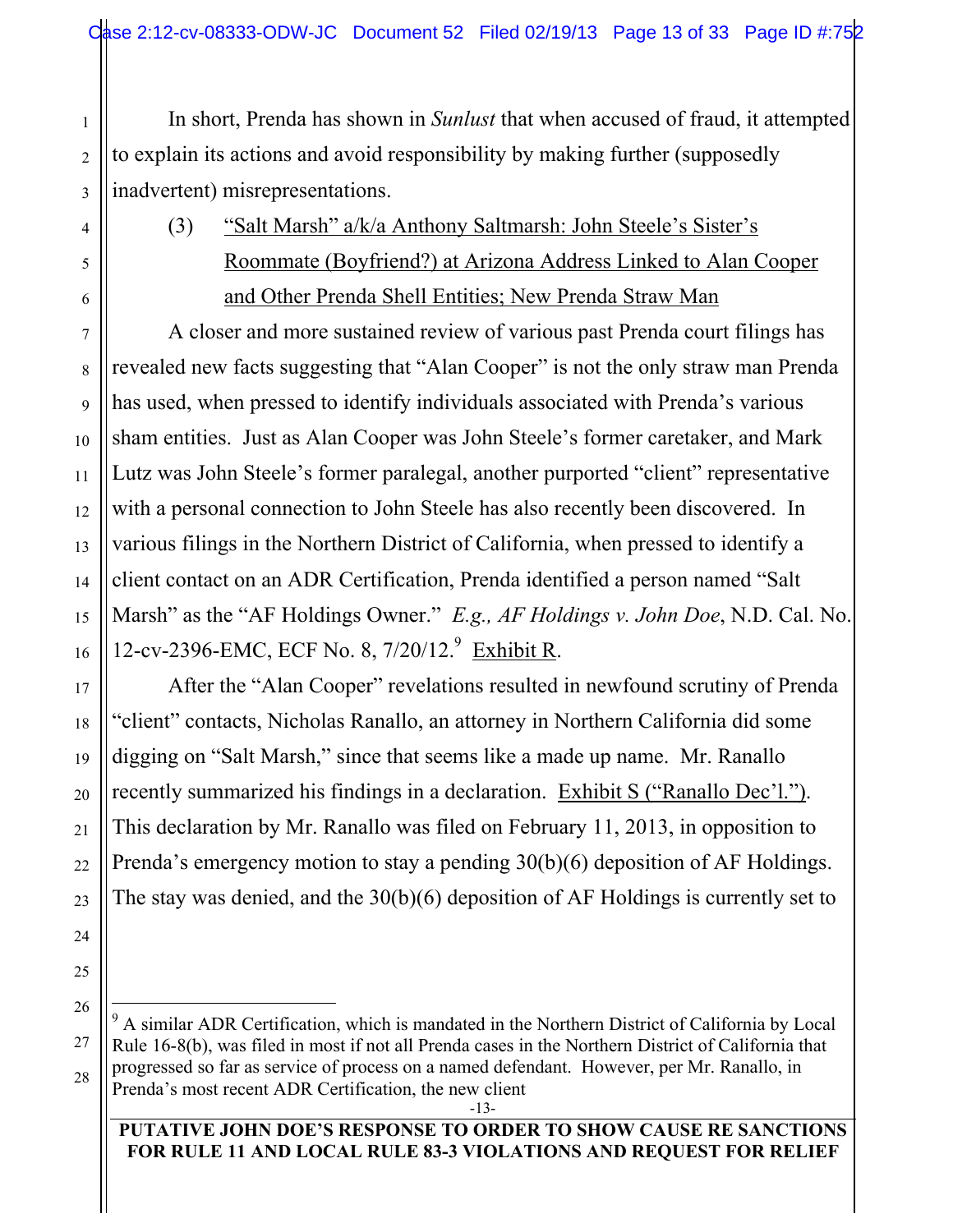In short, Prenda has shown in *Sunlust* that when accused of fraud, it attempted to explain its actions and avoid responsibility by making further (supposedly inadvertent) misrepresentations.

(3) "Salt Marsh" a/k/a Anthony Saltmarsh: John Steele's Sister's Roommate (Boyfriend?) at Arizona Address Linked to Alan Cooper and Other Prenda Shell Entities; New Prenda Straw Man

A closer and more sustained review of various past Prenda court filings has revealed new facts suggesting that "Alan Cooper" is not the only straw man Prenda has used, when pressed to identify individuals associated with Prenda's various sham entities. Just as Alan Cooper was John Steele's former caretaker, and Mark Lutz was John Steele's former paralegal, another purported "client" representative with a personal connection to John Steele has also recently been discovered. In various filings in the Northern District of California, when pressed to identify a client contact on an ADR Certification, Prenda identified a person named "Salt Marsh" as the "AF Holdings Owner." *E.g., AF Holdings v. John Doe*, N.D. Cal. No. 12-cv-2396-EMC, ECF No. 8, 7/20/12.[9] Exhibit R.

After the "Alan Cooper" revelations resulted in newfound scrutiny of Prenda "client" contacts, Nicholas Ranallo, an attorney in Northern California did some digging on "Salt Marsh," since that seems like a made up name. Mr. Ranallo recently summarized his findings in a declaration. Exhibit S ("Ranallo Dec'l."). This declaration by Mr. Ranallo was filed on February 11, 2013, in opposition to Prenda's emergency motion to stay a pending 30(b)(6) deposition of AF Holdings. The stay was denied, and the 30(b)(6) deposition of AF Holdings is currently set to

---

[9] A similar ADR Certification, which is mandated in the Northern District of California by Local Rule 16-8(b), was filed in most if not all Prenda cases in the Northern District of California that progressed so far as service of process on a named defendant. However, per Mr. Ranallo, in Prenda's most recent ADR Certification, the new client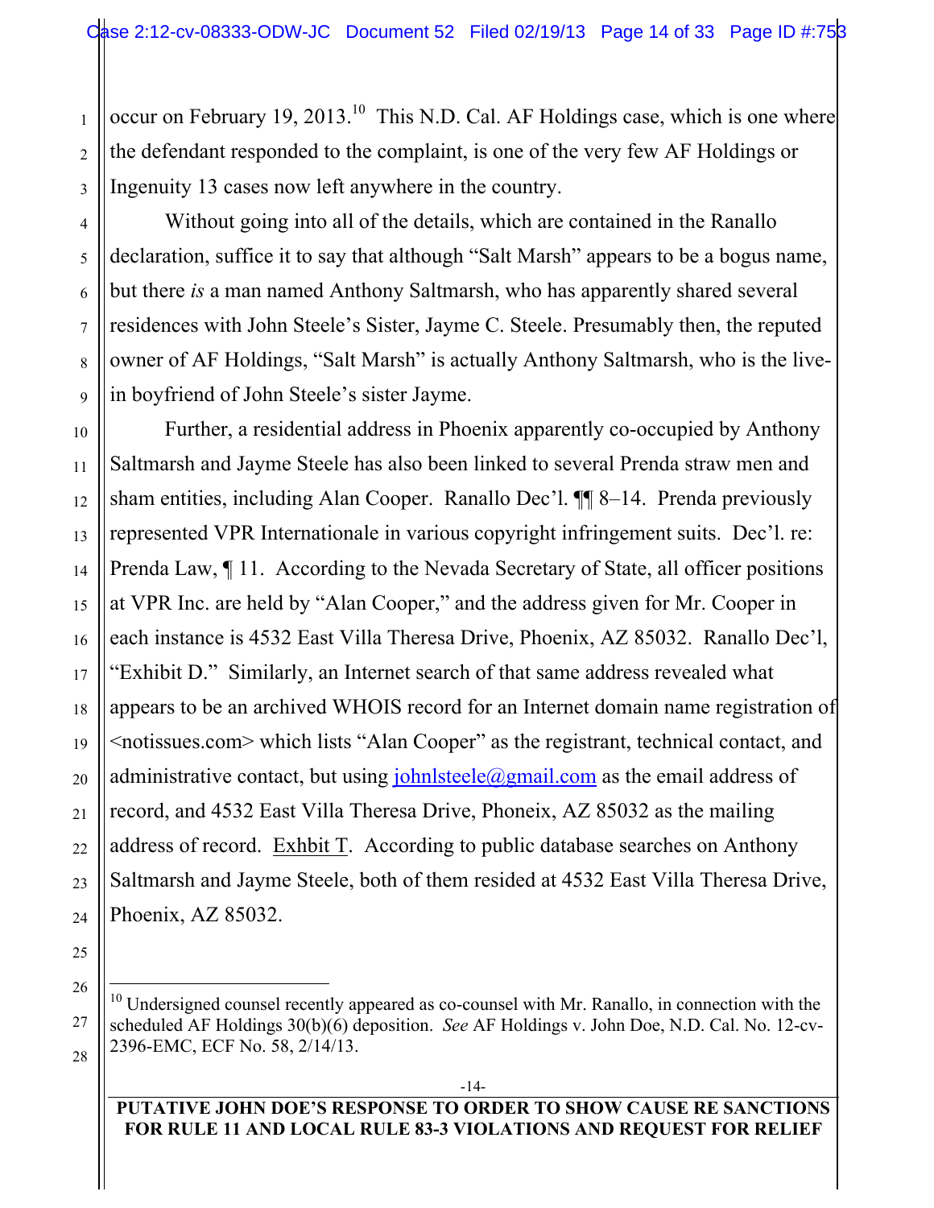occur on February 19, 2013.[10] This N.D. Cal. AF Holdings case, which is one where the defendant responded to the complaint, is one of the very few AF Holdings or Ingenuity 13 cases now left anywhere in the country.

Without going into all of the details, which are contained in the Ranallo declaration, suffice it to say that although "Salt Marsh" appears to be a bogus name, but there *is* a man named Anthony Saltmarsh, who has apparently shared several residences with John Steele's Sister, Jayme C. Steele. Presumably then, the reputed owner of AF Holdings, "Salt Marsh" is actually Anthony Saltmarsh, who is the live-in boyfriend of John Steele's sister Jayme.

Further, a residential address in Phoenix apparently co-occupied by Anthony Saltmarsh and Jayme Steele has also been linked to several Prenda straw men and sham entities, including Alan Cooper. Ranallo Dec'l. ¶¶ 8–14. Prenda previously represented VPR Internationale in various copyright infringement suits. Dec'l. re: Prenda Law, ¶ 11. According to the Nevada Secretary of State, all officer positions at VPR Inc. are held by "Alan Cooper," and the address given for Mr. Cooper in each instance is 4532 East Villa Theresa Drive, Phoenix, AZ 85032. Ranallo Dec'l, "Exhibit D." Similarly, an Internet search of that same address revealed what appears to be an archived WHOIS record for an Internet domain name registration of <notissues.com> which lists "Alan Cooper" as the registrant, technical contact, and administrative contact, but using johnlsteele@gmail.com as the email address of record, and 4532 East Villa Theresa Drive, Phoneix, AZ 85032 as the mailing address of record. Exhbit T. According to public database searches on Anthony Saltmarsh and Jayme Steele, both of them resided at 4532 East Villa Theresa Drive, Phoenix, AZ 85032.

---

[10] Undersigned counsel recently appeared as co-counsel with Mr. Ranallo, in connection with the scheduled AF Holdings 30(b)(6) deposition. *See* AF Holdings v. John Doe, N.D. Cal. No. 12-cv-2396-EMC, ECF No. 58, 2/14/13.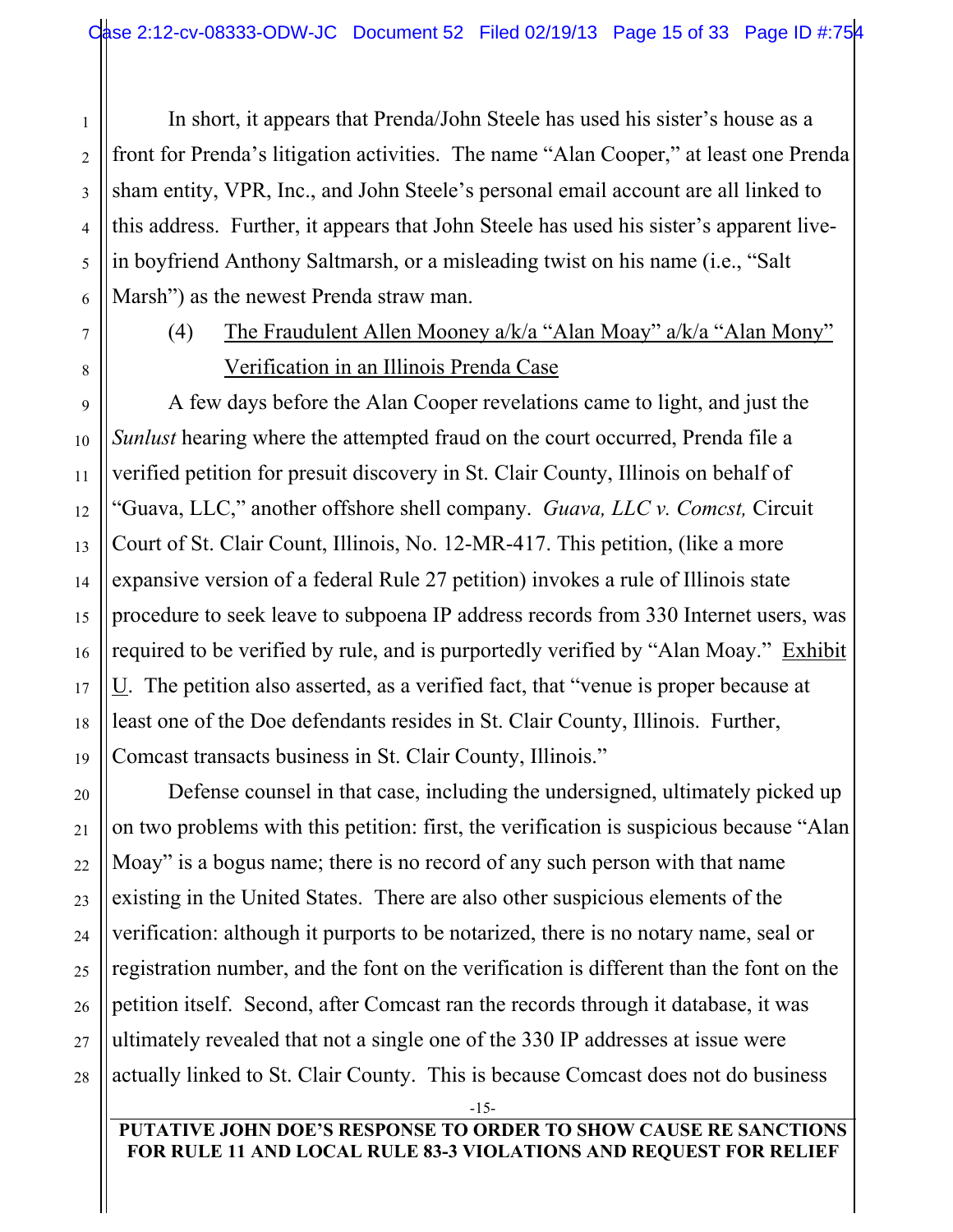In short, it appears that Prenda/John Steele has used his sister's house as a front for Prenda's litigation activities. The name "Alan Cooper," at least one Prenda sham entity, VPR, Inc., and John Steele's personal email account are all linked to this address. Further, it appears that John Steele has used his sister's apparent live-in boyfriend Anthony Saltmarsh, or a misleading twist on his name (i.e., "Salt Marsh") as the newest Prenda straw man.

(4) The Fraudulent Allen Mooney a/k/a "Alan Moay" a/k/a "Alan Mony" Verification in an Illinois Prenda Case

A few days before the Alan Cooper revelations came to light, and just the *Sunlust* hearing where the attempted fraud on the court occurred, Prenda file a verified petition for presuit discovery in St. Clair County, Illinois on behalf of "Guava, LLC," another offshore shell company. *Guava, LLC v. Comcst,* Circuit Court of St. Clair Count, Illinois, No. 12-MR-417. This petition, (like a more expansive version of a federal Rule 27 petition) invokes a rule of Illinois state procedure to seek leave to subpoena IP address records from 330 Internet users, was required to be verified by rule, and is purportedly verified by "Alan Moay." Exhibit U. The petition also asserted, as a verified fact, that "venue is proper because at least one of the Doe defendants resides in St. Clair County, Illinois. Further, Comcast transacts business in St. Clair County, Illinois."

Defense counsel in that case, including the undersigned, ultimately picked up on two problems with this petition: first, the verification is suspicious because "Alan Moay" is a bogus name; there is no record of any such person with that name existing in the United States. There are also other suspicious elements of the verification: although it purports to be notarized, there is no notary name, seal or registration number, and the font on the verification is different than the font on the petition itself. Second, after Comcast ran the records through it database, it was ultimately revealed that not a single one of the 330 IP addresses at issue were actually linked to St. Clair County. This is because Comcast does not do business

PUTATIVE JOHN DOE'S RESPONSE TO ORDER TO SHOW CAUSE RE SANCTIONS FOR RULE 11 AND LOCAL RULE 83-3 VIOLATIONS AND REQUEST FOR RELIEF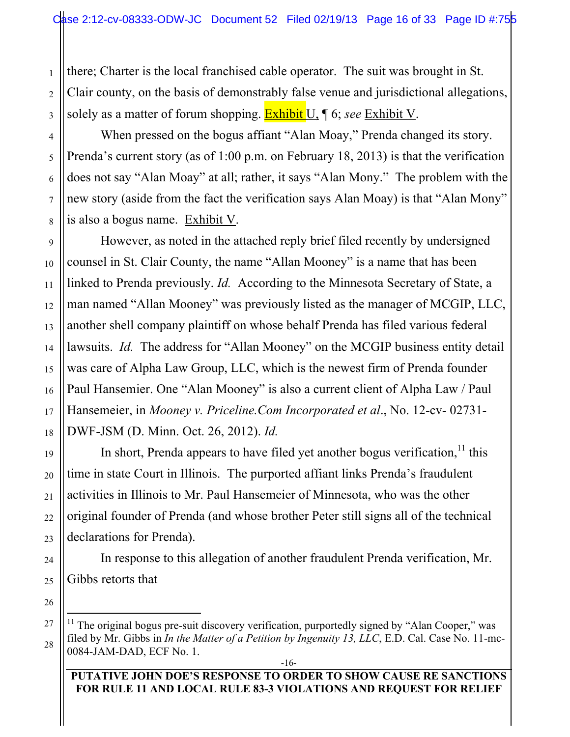there; Charter is the local franchised cable operator. The suit was brought in St. Clair county, on the basis of demonstrably false venue and jurisdictional allegations, solely as a matter of forum shopping. Exhibit U, ¶ 6; *see* Exhibit V.

When pressed on the bogus affiant "Alan Moay," Prenda changed its story. Prenda's current story (as of 1:00 p.m. on February 18, 2013) is that the verification does not say "Alan Moay" at all; rather, it says "Alan Mony." The problem with the new story (aside from the fact the verification says Alan Moay) is that "Alan Mony" is also a bogus name. Exhibit V.

However, as noted in the attached reply brief filed recently by undersigned counsel in St. Clair County, the name "Allan Mooney" is a name that has been linked to Prenda previously. *Id.* According to the Minnesota Secretary of State, a man named "Allan Mooney" was previously listed as the manager of MCGIP, LLC, another shell company plaintiff on whose behalf Prenda has filed various federal lawsuits. *Id.* The address for "Allan Mooney" on the MCGIP business entity detail was care of Alpha Law Group, LLC, which is the newest firm of Prenda founder Paul Hansemier. One "Alan Mooney" is also a current client of Alpha Law / Paul Hansemeier, in *Mooney v. Priceline.Com Incorporated et al*., No. 12-cv- 02731-DWF-JSM (D. Minn. Oct. 26, 2012). *Id.*

In short, Prenda appears to have filed yet another bogus verification,[11] this time in state Court in Illinois. The purported affiant links Prenda's fraudulent activities in Illinois to Mr. Paul Hansemeier of Minnesota, who was the other original founder of Prenda (and whose brother Peter still signs all of the technical declarations for Prenda).

In response to this allegation of another fraudulent Prenda verification, Mr. Gibbs retorts that

---

[11] The original bogus pre-suit discovery verification, purportedly signed by "Alan Cooper," was filed by Mr. Gibbs in *In the Matter of a Petition by Ingenuity 13, LLC*, E.D. Cal. Case No. 11-mc-0084-JAM-DAD, ECF No. 1.

**PUTATIVE JOHN DOE'S RESPONSE TO ORDER TO SHOW CAUSE RE SANCTIONS FOR RULE 11 AND LOCAL RULE 83-3 VIOLATIONS AND REQUEST FOR RELIEF**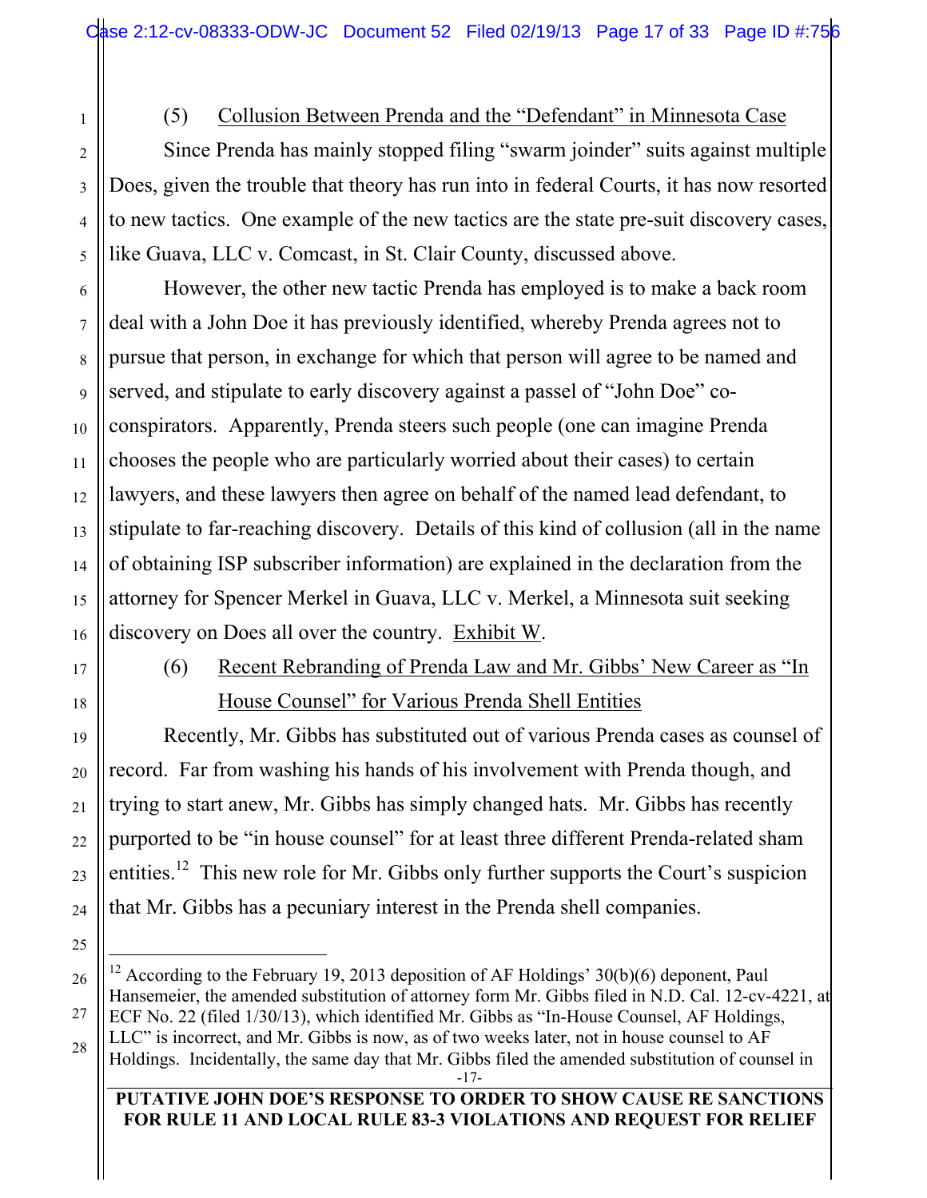(5) Collusion Between Prenda and the "Defendant" in Minnesota Case

Since Prenda has mainly stopped filing "swarm joinder" suits against multiple Does, given the trouble that theory has run into in federal Courts, it has now resorted to new tactics. One example of the new tactics are the state pre-suit discovery cases, like Guava, LLC v. Comcast, in St. Clair County, discussed above.

However, the other new tactic Prenda has employed is to make a back room deal with a John Doe it has previously identified, whereby Prenda agrees not to pursue that person, in exchange for which that person will agree to be named and served, and stipulate to early discovery against a passel of "John Doe" co-conspirators. Apparently, Prenda steers such people (one can imagine Prenda chooses the people who are particularly worried about their cases) to certain lawyers, and these lawyers then agree on behalf of the named lead defendant, to stipulate to far-reaching discovery. Details of this kind of collusion (all in the name of obtaining ISP subscriber information) are explained in the declaration from the attorney for Spencer Merkel in Guava, LLC v. Merkel, a Minnesota suit seeking discovery on Does all over the country. Exhibit W.

(6) Recent Rebranding of Prenda Law and Mr. Gibbs' New Career as "In House Counsel" for Various Prenda Shell Entities

Recently, Mr. Gibbs has substituted out of various Prenda cases as counsel of record. Far from washing his hands of his involvement with Prenda though, and trying to start anew, Mr. Gibbs has simply changed hats. Mr. Gibbs has recently purported to be "in house counsel" for at least three different Prenda-related sham entities.[12] This new role for Mr. Gibbs only further supports the Court's suspicion that Mr. Gibbs has a pecuniary interest in the Prenda shell companies.

---

[12] According to the February 19, 2013 deposition of AF Holdings' 30(b)(6) deponent, Paul Hansemeier, the amended substitution of attorney form Mr. Gibbs filed in N.D. Cal. 12-cv-4221, at ECF No. 22 (filed 1/30/13), which identified Mr. Gibbs as "In-House Counsel, AF Holdings, LLC" is incorrect, and Mr. Gibbs is now, as of two weeks later, not in house counsel to AF Holdings. Incidentally, the same day that Mr. Gibbs filed the amended substitution of counsel in

PUTATIVE JOHN DOE'S RESPONSE TO ORDER TO SHOW CAUSE RE SANCTIONS FOR RULE 11 AND LOCAL RULE 83-3 VIOLATIONS AND REQUEST FOR RELIEF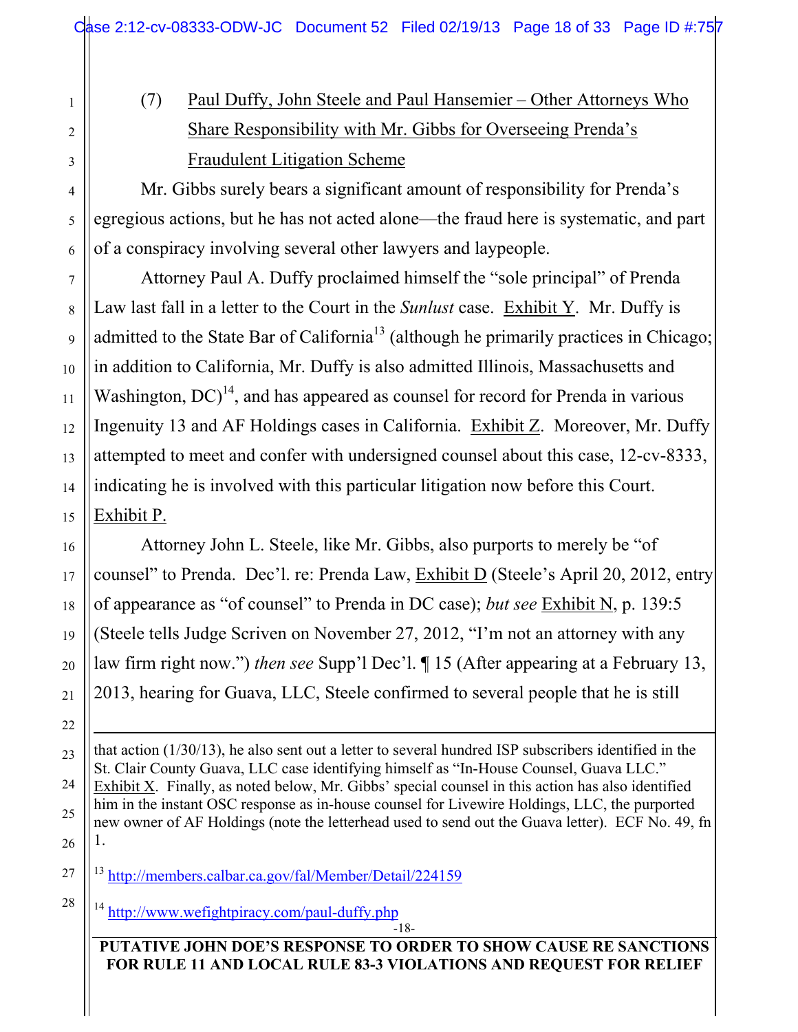(7) Paul Duffy, John Steele and Paul Hansemier – Other Attorneys Who Share Responsibility with Mr. Gibbs for Overseeing Prenda's Fraudulent Litigation Scheme

Mr. Gibbs surely bears a significant amount of responsibility for Prenda's egregious actions, but he has not acted alone—the fraud here is systematic, and part of a conspiracy involving several other lawyers and laypeople.

Attorney Paul A. Duffy proclaimed himself the "sole principal" of Prenda Law last fall in a letter to the Court in the *Sunlust* case. Exhibit Y. Mr. Duffy is admitted to the State Bar of California[13] (although he primarily practices in Chicago; in addition to California, Mr. Duffy is also admitted Illinois, Massachusetts and Washington, DC)[14], and has appeared as counsel for record for Prenda in various Ingenuity 13 and AF Holdings cases in California. Exhibit Z. Moreover, Mr. Duffy attempted to meet and confer with undersigned counsel about this case, 12-cv-8333, indicating he is involved with this particular litigation now before this Court. Exhibit P.

Attorney John L. Steele, like Mr. Gibbs, also purports to merely be "of counsel" to Prenda. Dec'l. re: Prenda Law, Exhibit D (Steele's April 20, 2012, entry of appearance as "of counsel" to Prenda in DC case); *but see* Exhibit N, p. 139:5 (Steele tells Judge Scriven on November 27, 2012, "I'm not an attorney with any law firm right now.") *then see* Supp'l Dec'l. ¶ 15 (After appearing at a February 13, 2013, hearing for Guava, LLC, Steele confirmed to several people that he is still

---

that action (1/30/13), he also sent out a letter to several hundred ISP subscribers identified in the St. Clair County Guava, LLC case identifying himself as "In-House Counsel, Guava LLC." Exhibit X. Finally, as noted below, Mr. Gibbs' special counsel in this action has also identified him in the instant OSC response as in-house counsel for Livewire Holdings, LLC, the purported new owner of AF Holdings (note the letterhead used to send out the Guava letter). ECF No. 49, fn 1.

[13] http://members.calbar.ca.gov/fal/Member/Detail/224159

[14] http://www.wefightpiracy.com/paul-duffy.php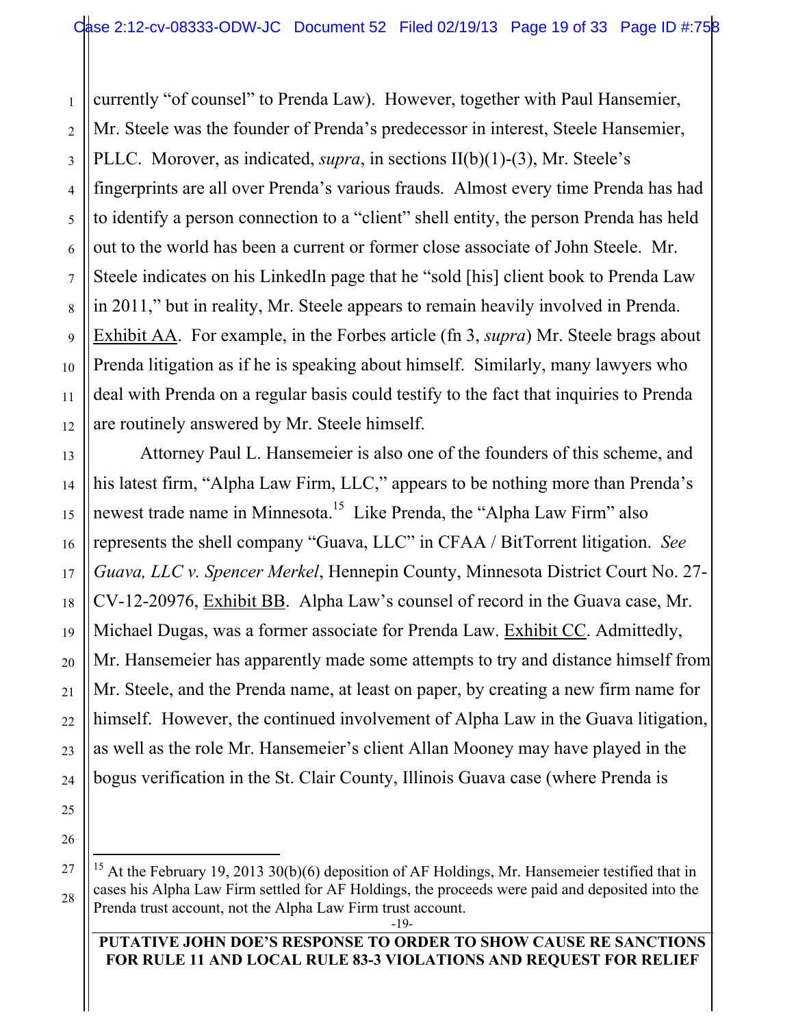currently "of counsel" to Prenda Law). However, together with Paul Hansemier, Mr. Steele was the founder of Prenda's predecessor in interest, Steele Hansemier, PLLC. Morover, as indicated, *supra*, in sections II(b)(1)-(3), Mr. Steele's fingerprints are all over Prenda's various frauds. Almost every time Prenda has had to identify a person connection to a "client" shell entity, the person Prenda has held out to the world has been a current or former close associate of John Steele. Mr. Steele indicates on his LinkedIn page that he "sold [his] client book to Prenda Law in 2011," but in reality, Mr. Steele appears to remain heavily involved in Prenda. Exhibit AA. For example, in the Forbes article (fn 3, *supra*) Mr. Steele brags about Prenda litigation as if he is speaking about himself. Similarly, many lawyers who deal with Prenda on a regular basis could testify to the fact that inquiries to Prenda are routinely answered by Mr. Steele himself.

Attorney Paul L. Hansemeier is also one of the founders of this scheme, and his latest firm, "Alpha Law Firm, LLC," appears to be nothing more than Prenda's newest trade name in Minnesota.[15] Like Prenda, the "Alpha Law Firm" also represents the shell company "Guava, LLC" in CFAA / BitTorrent litigation. *See Guava, LLC v. Spencer Merkel*, Hennepin County, Minnesota District Court No. 27-CV-12-20976, Exhibit BB. Alpha Law's counsel of record in the Guava case, Mr. Michael Dugas, was a former associate for Prenda Law. Exhibit CC. Admittedly, Mr. Hansemeier has apparently made some attempts to try and distance himself from Mr. Steele, and the Prenda name, at least on paper, by creating a new firm name for himself. However, the continued involvement of Alpha Law in the Guava litigation, as well as the role Mr. Hansemeier's client Allan Mooney may have played in the bogus verification in the St. Clair County, Illinois Guava case (where Prenda is

---

[15] At the February 19, 2013 30(b)(6) deposition of AF Holdings, Mr. Hansemeier testified that in cases his Alpha Law Firm settled for AF Holdings, the proceeds were paid and deposited into the Prenda trust account, not the Alpha Law Firm trust account.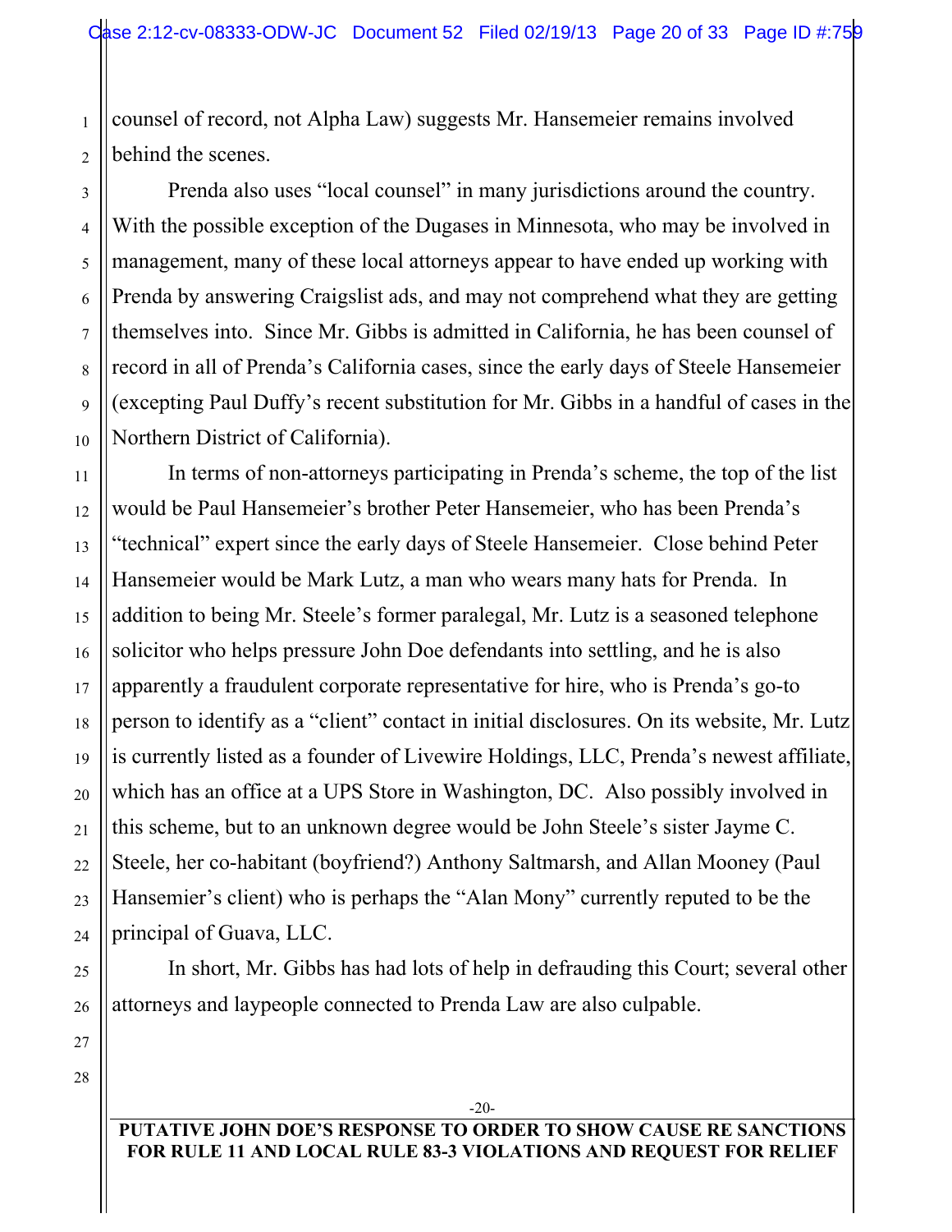counsel of record, not Alpha Law) suggests Mr. Hansemeier remains involved behind the scenes.

Prenda also uses "local counsel" in many jurisdictions around the country. With the possible exception of the Dugases in Minnesota, who may be involved in management, many of these local attorneys appear to have ended up working with Prenda by answering Craigslist ads, and may not comprehend what they are getting themselves into. Since Mr. Gibbs is admitted in California, he has been counsel of record in all of Prenda's California cases, since the early days of Steele Hansemeier (excepting Paul Duffy's recent substitution for Mr. Gibbs in a handful of cases in the Northern District of California).

In terms of non-attorneys participating in Prenda's scheme, the top of the list would be Paul Hansemeier's brother Peter Hansemeier, who has been Prenda's "technical" expert since the early days of Steele Hansemeier. Close behind Peter Hansemeier would be Mark Lutz, a man who wears many hats for Prenda. In addition to being Mr. Steele's former paralegal, Mr. Lutz is a seasoned telephone solicitor who helps pressure John Doe defendants into settling, and he is also apparently a fraudulent corporate representative for hire, who is Prenda's go-to person to identify as a "client" contact in initial disclosures. On its website, Mr. Lutz is currently listed as a founder of Livewire Holdings, LLC, Prenda's newest affiliate, which has an office at a UPS Store in Washington, DC. Also possibly involved in this scheme, but to an unknown degree would be John Steele's sister Jayme C. Steele, her co-habitant (boyfriend?) Anthony Saltmarsh, and Allan Mooney (Paul Hansemier's client) who is perhaps the "Alan Mony" currently reputed to be the principal of Guava, LLC.

In short, Mr. Gibbs has had lots of help in defrauding this Court; several other attorneys and laypeople connected to Prenda Law are also culpable.

**PUTATIVE JOHN DOE'S RESPONSE TO ORDER TO SHOW CAUSE RE SANCTIONS FOR RULE 11 AND LOCAL RULE 83-3 VIOLATIONS AND REQUEST FOR RELIEF**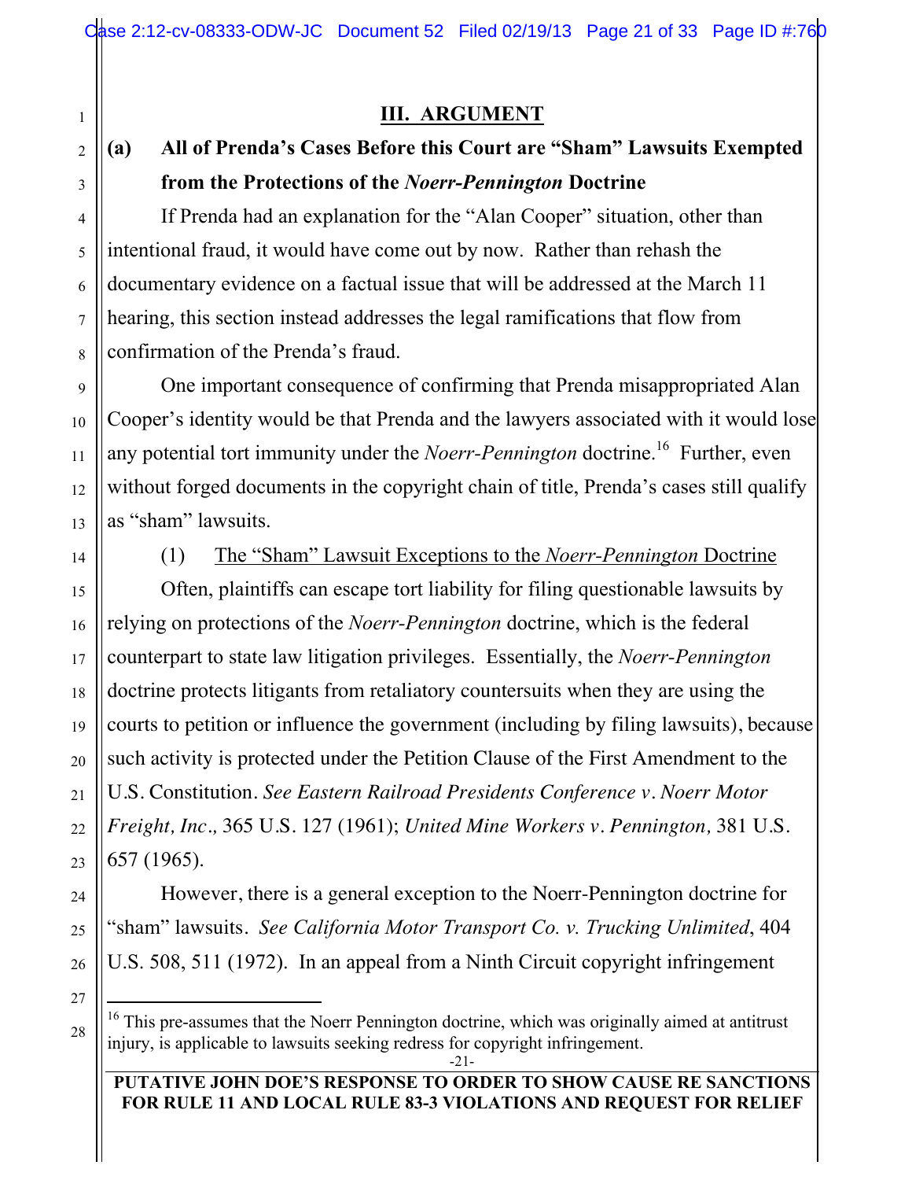## III. ARGUMENT

### (a) All of Prenda's Cases Before this Court are "Sham" Lawsuits Exempted from the Protections of the *Noerr-Pennington* Doctrine

If Prenda had an explanation for the "Alan Cooper" situation, other than intentional fraud, it would have come out by now. Rather than rehash the documentary evidence on a factual issue that will be addressed at the March 11 hearing, this section instead addresses the legal ramifications that flow from confirmation of the Prenda's fraud.

One important consequence of confirming that Prenda misappropriated Alan Cooper's identity would be that Prenda and the lawyers associated with it would lose any potential tort immunity under the *Noerr-Pennington* doctrine.[16] Further, even without forged documents in the copyright chain of title, Prenda's cases still qualify as "sham" lawsuits.

(1) <u>The "Sham" Lawsuit Exceptions to the *Noerr-Pennington* Doctrine</u>

Often, plaintiffs can escape tort liability for filing questionable lawsuits by relying on protections of the *Noerr-Pennington* doctrine, which is the federal counterpart to state law litigation privileges. Essentially, the *Noerr-Pennington* doctrine protects litigants from retaliatory countersuits when they are using the courts to petition or influence the government (including by filing lawsuits), because such activity is protected under the Petition Clause of the First Amendment to the U.S. Constitution. *See Eastern Railroad Presidents Conference v. Noerr Motor Freight, Inc.,* 365 U.S. 127 (1961); *United Mine Workers v. Pennington,* 381 U.S. 657 (1965).

However, there is a general exception to the Noerr-Pennington doctrine for "sham" lawsuits. *See California Motor Transport Co. v. Trucking Unlimited*, 404 U.S. 508, 511 (1972). In an appeal from a Ninth Circuit copyright infringement

---

[16] This pre-assumes that the Noerr Pennington doctrine, which was originally aimed at antitrust injury, is applicable to lawsuits seeking redress for copyright infringement.

PUTATIVE JOHN DOE'S RESPONSE TO ORDER TO SHOW CAUSE RE SANCTIONS FOR RULE 11 AND LOCAL RULE 83-3 VIOLATIONS AND REQUEST FOR RELIEF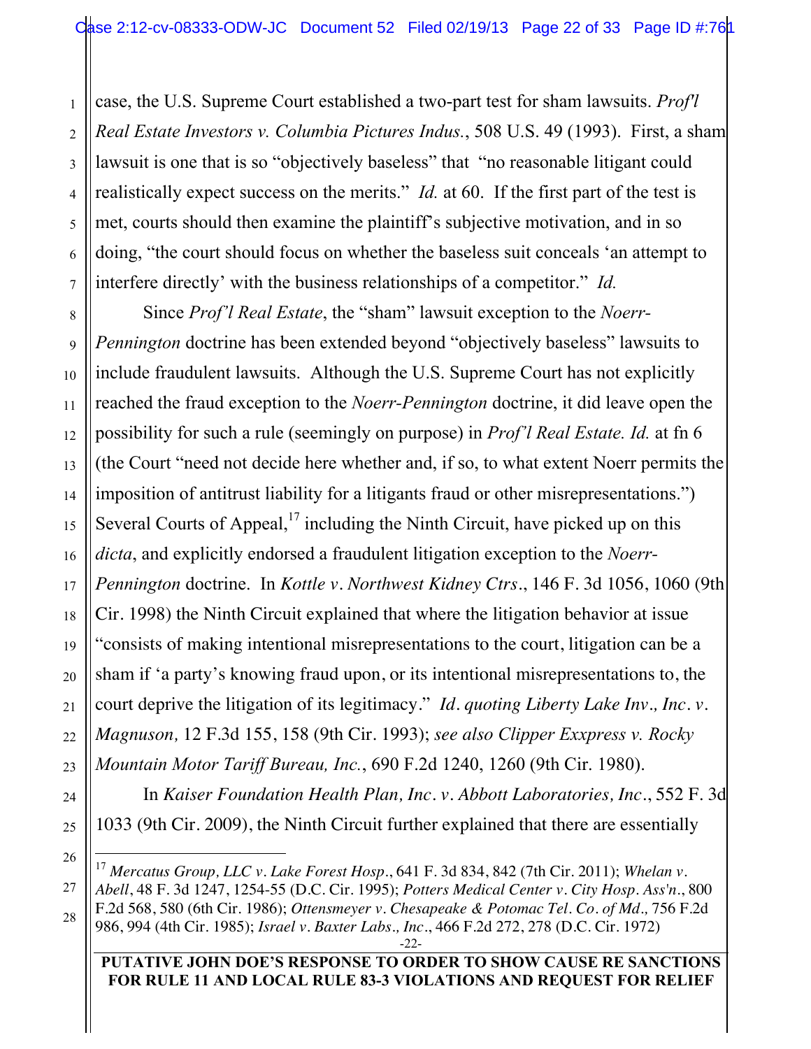case, the U.S. Supreme Court established a two-part test for sham lawsuits. *Prof'l Real Estate Investors v. Columbia Pictures Indus.*, 508 U.S. 49 (1993). First, a sham lawsuit is one that is so "objectively baseless" that "no reasonable litigant could realistically expect success on the merits." *Id.* at 60. If the first part of the test is met, courts should then examine the plaintiff's subjective motivation, and in so doing, "the court should focus on whether the baseless suit conceals 'an attempt to interfere directly' with the business relationships of a competitor." *Id.*

Since *Prof'l Real Estate*, the "sham" lawsuit exception to the *Noerr-Pennington* doctrine has been extended beyond "objectively baseless" lawsuits to include fraudulent lawsuits. Although the U.S. Supreme Court has not explicitly reached the fraud exception to the *Noerr-Pennington* doctrine, it did leave open the possibility for such a rule (seemingly on purpose) in *Prof'l Real Estate. Id.* at fn 6 (the Court "need not decide here whether and, if so, to what extent Noerr permits the imposition of antitrust liability for a litigants fraud or other misrepresentations.") Several Courts of Appeal,[17] including the Ninth Circuit, have picked up on this *dicta*, and explicitly endorsed a fraudulent litigation exception to the *Noerr-Pennington* doctrine. In *Kottle v. Northwest Kidney Ctrs.*, 146 F. 3d 1056, 1060 (9th Cir. 1998) the Ninth Circuit explained that where the litigation behavior at issue "consists of making intentional misrepresentations to the court, litigation can be a sham if 'a party's knowing fraud upon, or its intentional misrepresentations to, the court deprive the litigation of its legitimacy." *Id. quoting Liberty Lake Inv., Inc. v. Magnuson,* 12 F.3d 155, 158 (9th Cir. 1993); *see also Clipper Exxpress v. Rocky Mountain Motor Tariff Bureau, Inc.*, 690 F.2d 1240, 1260 (9th Cir. 1980).

In *Kaiser Foundation Health Plan, Inc. v. Abbott Laboratories, Inc.*, 552 F. 3d 1033 (9th Cir. 2009), the Ninth Circuit further explained that there are essentially

---

[17] *Mercatus Group, LLC v. Lake Forest Hosp.*, 641 F. 3d 834, 842 (7th Cir. 2011); *Whelan v. Abell*, 48 F. 3d 1247, 1254-55 (D.C. Cir. 1995); *Potters Medical Center v. City Hosp. Ass'n.*, 800 F.2d 568, 580 (6th Cir. 1986); *Ottensmeyer v. Chesapeake & Potomac Tel. Co. of Md.,* 756 F.2d 986, 994 (4th Cir. 1985); *Israel v. Baxter Labs., Inc*., 466 F.2d 272, 278 (D.C. Cir. 1972)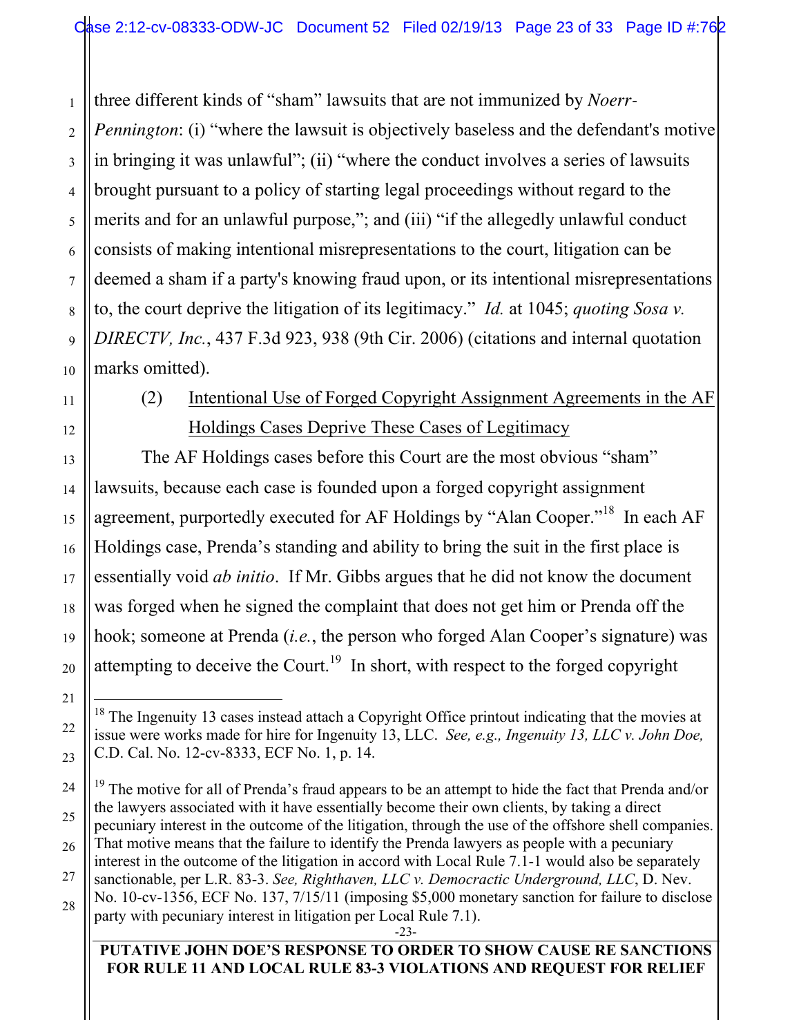three different kinds of "sham" lawsuits that are not immunized by *Noerr-Pennington*: (i) "where the lawsuit is objectively baseless and the defendant's motive in bringing it was unlawful"; (ii) "where the conduct involves a series of lawsuits brought pursuant to a policy of starting legal proceedings without regard to the merits and for an unlawful purpose,"; and (iii) "if the allegedly unlawful conduct consists of making intentional misrepresentations to the court, litigation can be deemed a sham if a party's knowing fraud upon, or its intentional misrepresentations to, the court deprive the litigation of its legitimacy." *Id.* at 1045; *quoting Sosa v. DIRECTV, Inc.*, 437 F.3d 923, 938 (9th Cir. 2006) (citations and internal quotation marks omitted).

(2) <u>Intentional Use of Forged Copyright Assignment Agreements in the AF Holdings Cases Deprive These Cases of Legitimacy</u>

The AF Holdings cases before this Court are the most obvious "sham" lawsuits, because each case is founded upon a forged copyright assignment agreement, purportedly executed for AF Holdings by "Alan Cooper."[18] In each AF Holdings case, Prenda's standing and ability to bring the suit in the first place is essentially void *ab initio*. If Mr. Gibbs argues that he did not know the document was forged when he signed the complaint that does not get him or Prenda off the hook; someone at Prenda (*i.e.*, the person who forged Alan Cooper's signature) was attempting to deceive the Court.[19] In short, with respect to the forged copyright

---

[18] The Ingenuity 13 cases instead attach a Copyright Office printout indicating that the movies at issue were works made for hire for Ingenuity 13, LLC. *See, e.g., Ingenuity 13, LLC v. John Doe,* C.D. Cal. No. 12-cv-8333, ECF No. 1, p. 14.

[19] The motive for all of Prenda's fraud appears to be an attempt to hide the fact that Prenda and/or the lawyers associated with it have essentially become their own clients, by taking a direct pecuniary interest in the outcome of the litigation, through the use of the offshore shell companies. That motive means that the failure to identify the Prenda lawyers as people with a pecuniary interest in the outcome of the litigation in accord with Local Rule 7.1-1 would also be separately sanctionable, per L.R. 83-3. *See, Righthaven, LLC v. Democractic Underground, LLC*, D. Nev. No. 10-cv-1356, ECF No. 137, 7/15/11 (imposing $5,000 monetary sanction for failure to disclose party with pecuniary interest in litigation per Local Rule 7.1).

**PUTATIVE JOHN DOE'S RESPONSE TO ORDER TO SHOW CAUSE RE SANCTIONS FOR RULE 11 AND LOCAL RULE 83-3 VIOLATIONS AND REQUEST FOR RELIEF**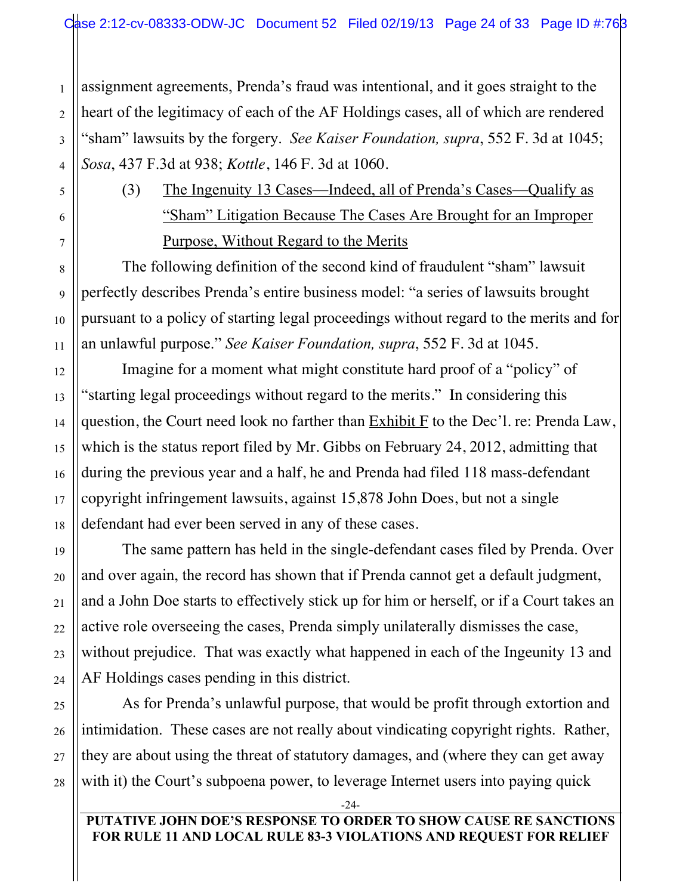assignment agreements, Prenda's fraud was intentional, and it goes straight to the heart of the legitimacy of each of the AF Holdings cases, all of which are rendered "sham" lawsuits by the forgery. *See Kaiser Foundation, supra*, 552 F. 3d at 1045; *Sosa*, 437 F.3d at 938; *Kottle*, 146 F. 3d at 1060.

(3) <u>The Ingenuity 13 Cases—Indeed, all of Prenda's Cases—Qualify as "Sham" Litigation Because The Cases Are Brought for an Improper Purpose, Without Regard to the Merits</u>

The following definition of the second kind of fraudulent "sham" lawsuit perfectly describes Prenda's entire business model: "a series of lawsuits brought pursuant to a policy of starting legal proceedings without regard to the merits and for an unlawful purpose." *See Kaiser Foundation, supra*, 552 F. 3d at 1045.

Imagine for a moment what might constitute hard proof of a "policy" of "starting legal proceedings without regard to the merits." In considering this question, the Court need look no farther than <u>Exhibit F</u> to the Dec'l. re: Prenda Law, which is the status report filed by Mr. Gibbs on February 24, 2012, admitting that during the previous year and a half, he and Prenda had filed 118 mass-defendant copyright infringement lawsuits, against 15,878 John Does, but not a single defendant had ever been served in any of these cases.

The same pattern has held in the single-defendant cases filed by Prenda. Over and over again, the record has shown that if Prenda cannot get a default judgment, and a John Doe starts to effectively stick up for him or herself, or if a Court takes an active role overseeing the cases, Prenda simply unilaterally dismisses the case, without prejudice. That was exactly what happened in each of the Ingeunity 13 and AF Holdings cases pending in this district.

As for Prenda's unlawful purpose, that would be profit through extortion and intimidation. These cases are not really about vindicating copyright rights. Rather, they are about using the threat of statutory damages, and (where they can get away with it) the Court's subpoena power, to leverage Internet users into paying quick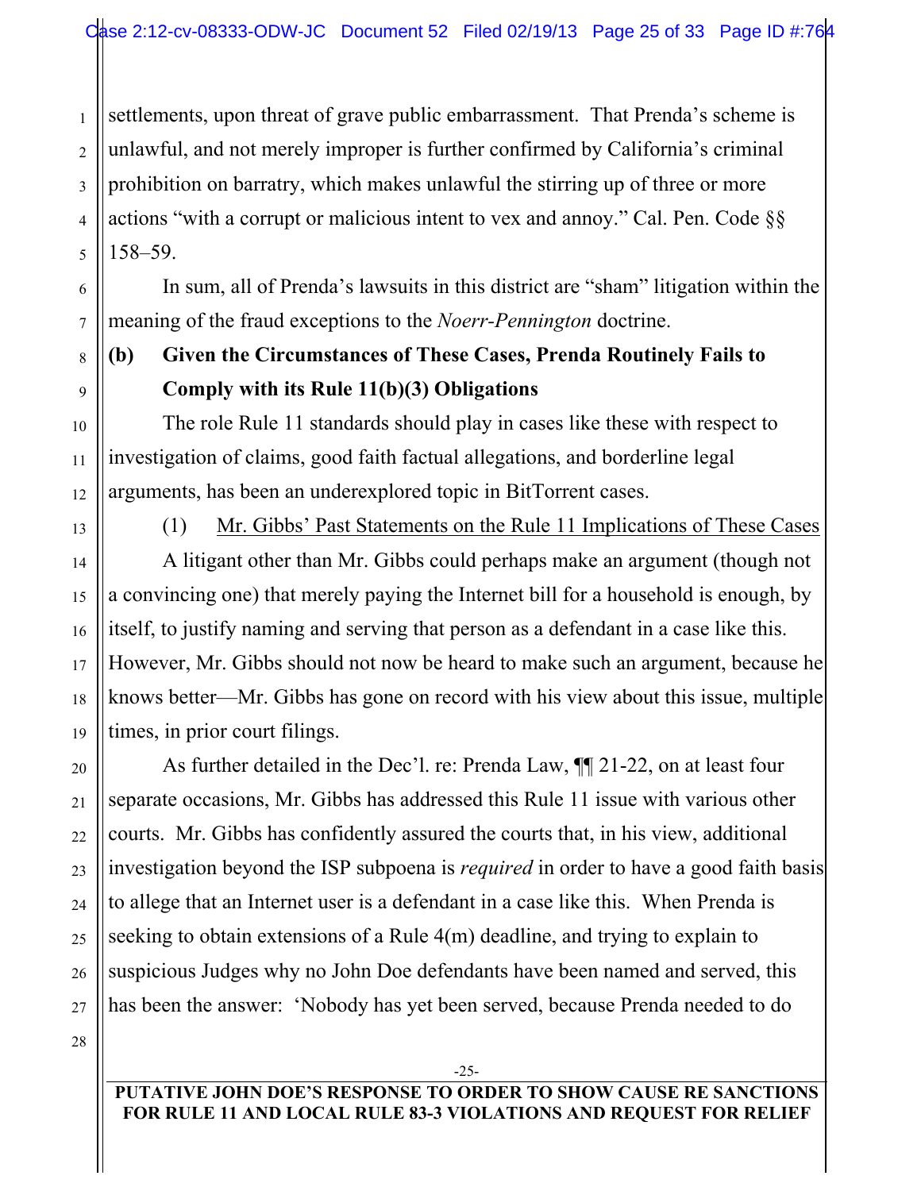settlements, upon threat of grave public embarrassment. That Prenda's scheme is unlawful, and not merely improper is further confirmed by California's criminal prohibition on barratry, which makes unlawful the stirring up of three or more actions "with a corrupt or malicious intent to vex and annoy." Cal. Pen. Code §§ 158–59.

In sum, all of Prenda's lawsuits in this district are "sham" litigation within the meaning of the fraud exceptions to the *Noerr-Pennington* doctrine.

**(b) Given the Circumstances of These Cases, Prenda Routinely Fails to Comply with its Rule 11(b)(3) Obligations**

The role Rule 11 standards should play in cases like these with respect to investigation of claims, good faith factual allegations, and borderline legal arguments, has been an underexplored topic in BitTorrent cases.

(1) Mr. Gibbs' Past Statements on the Rule 11 Implications of These Cases

A litigant other than Mr. Gibbs could perhaps make an argument (though not a convincing one) that merely paying the Internet bill for a household is enough, by itself, to justify naming and serving that person as a defendant in a case like this. However, Mr. Gibbs should not now be heard to make such an argument, because he knows better—Mr. Gibbs has gone on record with his view about this issue, multiple times, in prior court filings.

As further detailed in the Dec'l. re: Prenda Law, ¶¶ 21-22, on at least four separate occasions, Mr. Gibbs has addressed this Rule 11 issue with various other courts. Mr. Gibbs has confidently assured the courts that, in his view, additional investigation beyond the ISP subpoena is *required* in order to have a good faith basis to allege that an Internet user is a defendant in a case like this. When Prenda is seeking to obtain extensions of a Rule 4(m) deadline, and trying to explain to suspicious Judges why no John Doe defendants have been named and served, this has been the answer: 'Nobody has yet been served, because Prenda needed to do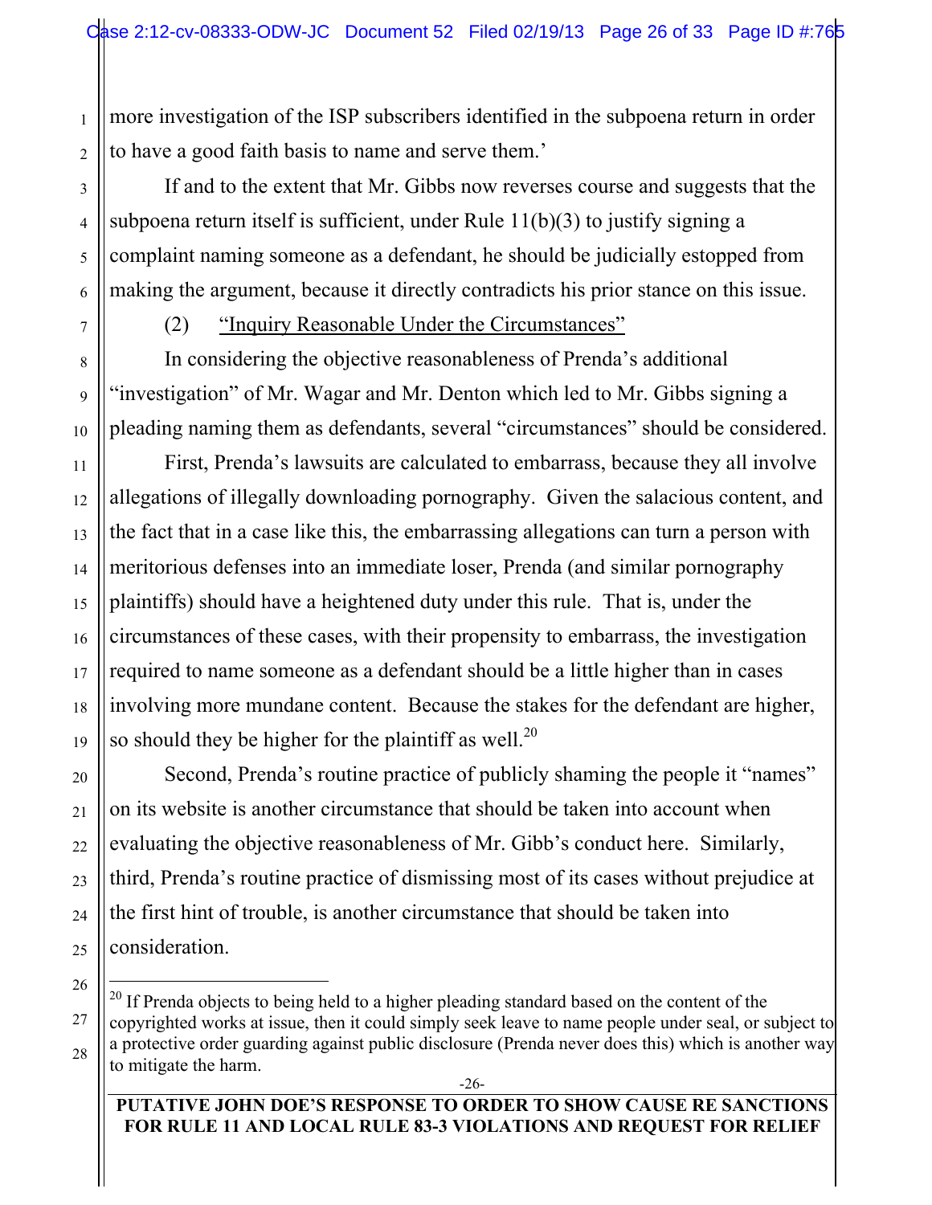more investigation of the ISP subscribers identified in the subpoena return in order to have a good faith basis to name and serve them.'

If and to the extent that Mr. Gibbs now reverses course and suggests that the subpoena return itself is sufficient, under Rule 11(b)(3) to justify signing a complaint naming someone as a defendant, he should be judicially estopped from making the argument, because it directly contradicts his prior stance on this issue.

(2) <u>"Inquiry Reasonable Under the Circumstances"</u>

In considering the objective reasonableness of Prenda's additional "investigation" of Mr. Wagar and Mr. Denton which led to Mr. Gibbs signing a pleading naming them as defendants, several "circumstances" should be considered.

First, Prenda's lawsuits are calculated to embarrass, because they all involve allegations of illegally downloading pornography. Given the salacious content, and the fact that in a case like this, the embarrassing allegations can turn a person with meritorious defenses into an immediate loser, Prenda (and similar pornography plaintiffs) should have a heightened duty under this rule. That is, under the circumstances of these cases, with their propensity to embarrass, the investigation required to name someone as a defendant should be a little higher than in cases involving more mundane content. Because the stakes for the defendant are higher, so should they be higher for the plaintiff as well.[20]

Second, Prenda's routine practice of publicly shaming the people it "names" on its website is another circumstance that should be taken into account when evaluating the objective reasonableness of Mr. Gibb's conduct here. Similarly, third, Prenda's routine practice of dismissing most of its cases without prejudice at the first hint of trouble, is another circumstance that should be taken into consideration.

---

[20] If Prenda objects to being held to a higher pleading standard based on the content of the copyrighted works at issue, then it could simply seek leave to name people under seal, or subject to a protective order guarding against public disclosure (Prenda never does this) which is another way to mitigate the harm.

**PUTATIVE JOHN DOE'S RESPONSE TO ORDER TO SHOW CAUSE RE SANCTIONS FOR RULE 11 AND LOCAL RULE 83-3 VIOLATIONS AND REQUEST FOR RELIEF**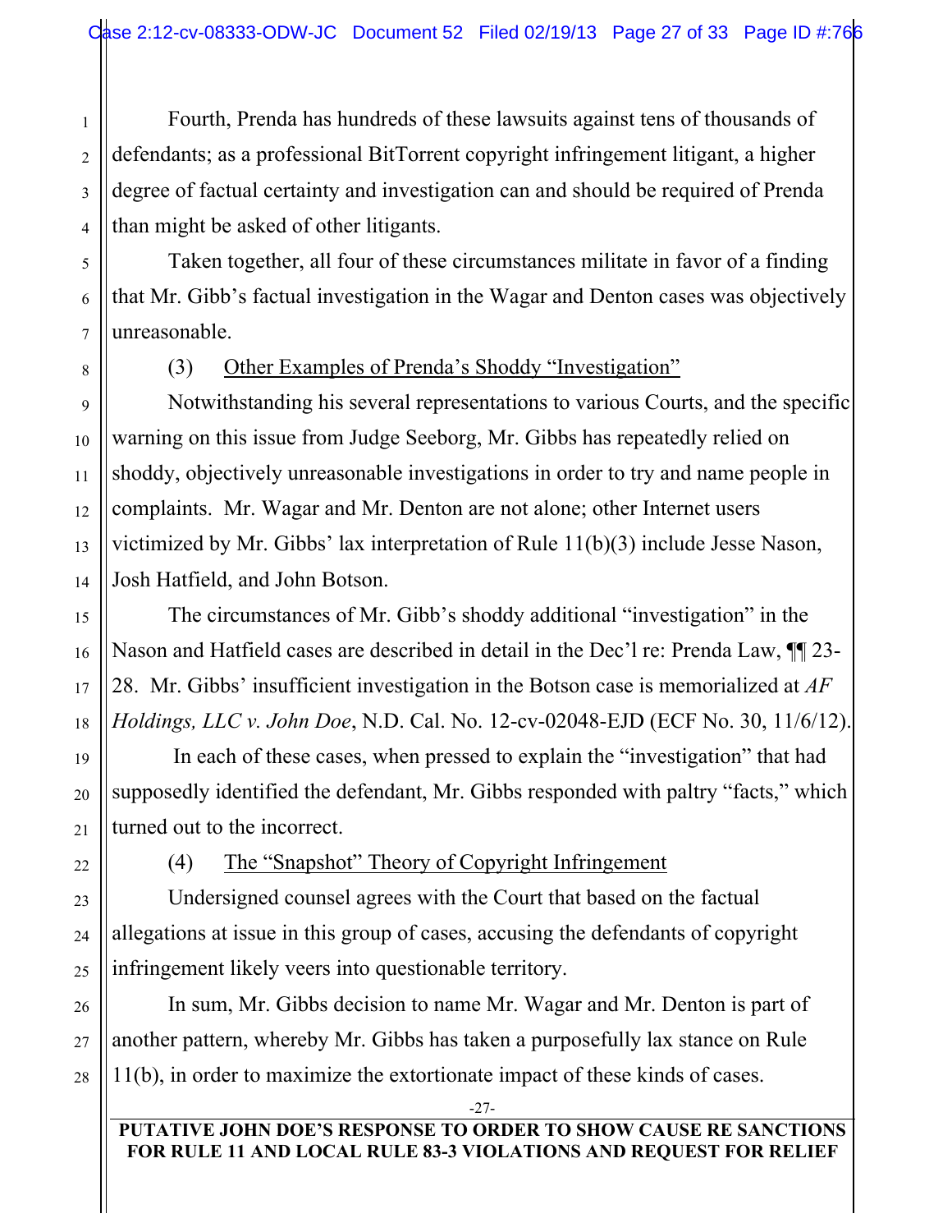Fourth, Prenda has hundreds of these lawsuits against tens of thousands of defendants; as a professional BitTorrent copyright infringement litigant, a higher degree of factual certainty and investigation can and should be required of Prenda than might be asked of other litigants.

Taken together, all four of these circumstances militate in favor of a finding that Mr. Gibb's factual investigation in the Wagar and Denton cases was objectively unreasonable.

(3) Other Examples of Prenda's Shoddy "Investigation"

Notwithstanding his several representations to various Courts, and the specific warning on this issue from Judge Seeborg, Mr. Gibbs has repeatedly relied on shoddy, objectively unreasonable investigations in order to try and name people in complaints. Mr. Wagar and Mr. Denton are not alone; other Internet users victimized by Mr. Gibbs' lax interpretation of Rule 11(b)(3) include Jesse Nason, Josh Hatfield, and John Botson.

The circumstances of Mr. Gibb's shoddy additional "investigation" in the Nason and Hatfield cases are described in detail in the Dec'l re: Prenda Law, ¶¶ 23-28. Mr. Gibbs' insufficient investigation in the Botson case is memorialized at *AF Holdings, LLC v. John Doe*, N.D. Cal. No. 12-cv-02048-EJD (ECF No. 30, 11/6/12).

In each of these cases, when pressed to explain the "investigation" that had supposedly identified the defendant, Mr. Gibbs responded with paltry "facts," which turned out to the incorrect.

(4) The "Snapshot" Theory of Copyright Infringement

Undersigned counsel agrees with the Court that based on the factual allegations at issue in this group of cases, accusing the defendants of copyright infringement likely veers into questionable territory.

In sum, Mr. Gibbs decision to name Mr. Wagar and Mr. Denton is part of another pattern, whereby Mr. Gibbs has taken a purposefully lax stance on Rule 11(b), in order to maximize the extortionate impact of these kinds of cases.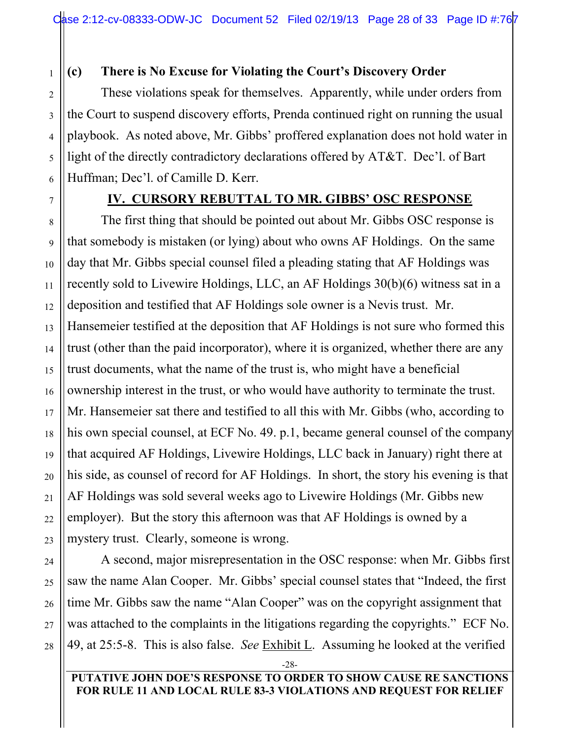**(c) There is No Excuse for Violating the Court's Discovery Order**

These violations speak for themselves. Apparently, while under orders from the Court to suspend discovery efforts, Prenda continued right on running the usual playbook. As noted above, Mr. Gibbs' proffered explanation does not hold water in light of the directly contradictory declarations offered by AT&T. Dec'l. of Bart Huffman; Dec'l. of Camille D. Kerr.

## IV. CURSORY REBUTTAL TO MR. GIBBS' OSC RESPONSE

The first thing that should be pointed out about Mr. Gibbs OSC response is that somebody is mistaken (or lying) about who owns AF Holdings. On the same day that Mr. Gibbs special counsel filed a pleading stating that AF Holdings was recently sold to Livewire Holdings, LLC, an AF Holdings 30(b)(6) witness sat in a deposition and testified that AF Holdings sole owner is a Nevis trust. Mr. Hansemeier testified at the deposition that AF Holdings is not sure who formed this trust (other than the paid incorporator), where it is organized, whether there are any trust documents, what the name of the trust is, who might have a beneficial ownership interest in the trust, or who would have authority to terminate the trust. Mr. Hansemeier sat there and testified to all this with Mr. Gibbs (who, according to his own special counsel, at ECF No. 49. p.1, became general counsel of the company that acquired AF Holdings, Livewire Holdings, LLC back in January) right there at his side, as counsel of record for AF Holdings. In short, the story his evening is that AF Holdings was sold several weeks ago to Livewire Holdings (Mr. Gibbs new employer). But the story this afternoon was that AF Holdings is owned by a mystery trust. Clearly, someone is wrong.

A second, major misrepresentation in the OSC response: when Mr. Gibbs first saw the name Alan Cooper. Mr. Gibbs' special counsel states that "Indeed, the first time Mr. Gibbs saw the name "Alan Cooper" was on the copyright assignment that was attached to the complaints in the litigations regarding the copyrights." ECF No. 49, at 25:5-8. This is also false. *See* Exhibit L. Assuming he looked at the verified

PUTATIVE JOHN DOE'S RESPONSE TO ORDER TO SHOW CAUSE RE SANCTIONS FOR RULE 11 AND LOCAL RULE 83-3 VIOLATIONS AND REQUEST FOR RELIEF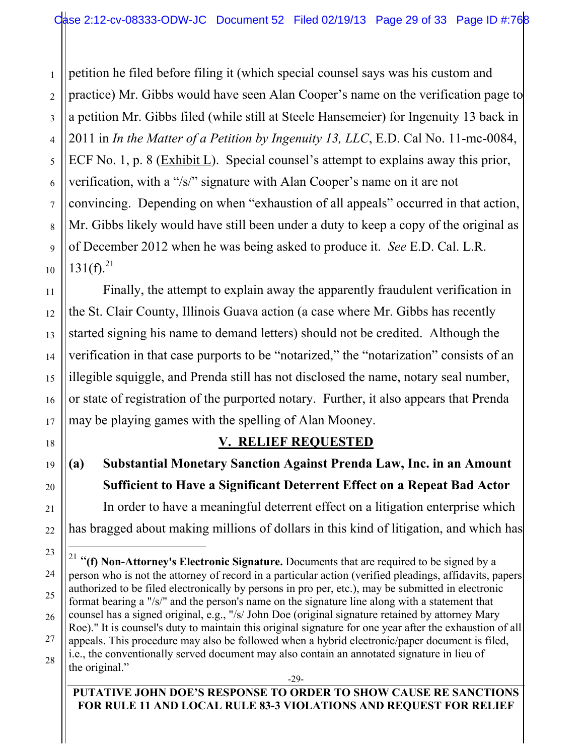petition he filed before filing it (which special counsel says was his custom and practice) Mr. Gibbs would have seen Alan Cooper's name on the verification page to a petition Mr. Gibbs filed (while still at Steele Hansemeier) for Ingenuity 13 back in 2011 in *In the Matter of a Petition by Ingenuity 13, LLC*, E.D. Cal No. 11-mc-0084, ECF No. 1, p. 8 (Exhibit L). Special counsel's attempt to explains away this prior, verification, with a "/s/" signature with Alan Cooper's name on it are not convincing. Depending on when "exhaustion of all appeals" occurred in that action, Mr. Gibbs likely would have still been under a duty to keep a copy of the original as of December 2012 when he was being asked to produce it. *See* E.D. Cal. L.R. 131(f).[21]

Finally, the attempt to explain away the apparently fraudulent verification in the St. Clair County, Illinois Guava action (a case where Mr. Gibbs has recently started signing his name to demand letters) should not be credited. Although the verification in that case purports to be "notarized," the "notarization" consists of an illegible squiggle, and Prenda still has not disclosed the name, notary seal number, or state of registration of the purported notary. Further, it also appears that Prenda may be playing games with the spelling of Alan Mooney.

## V. RELIEF REQUESTED

### (a) Substantial Monetary Sanction Against Prenda Law, Inc. in an Amount Sufficient to Have a Significant Deterrent Effect on a Repeat Bad Actor

In order to have a meaningful deterrent effect on a litigation enterprise which has bragged about making millions of dollars in this kind of litigation, and which has

---

[21] "**(f) Non-Attorney's Electronic Signature.** Documents that are required to be signed by a person who is not the attorney of record in a particular action (verified pleadings, affidavits, papers authorized to be filed electronically by persons in pro per, etc.), may be submitted in electronic format bearing a "/s/" and the person's name on the signature line along with a statement that counsel has a signed original, e.g., "/s/ John Doe (original signature retained by attorney Mary Roe)." It is counsel's duty to maintain this original signature for one year after the exhaustion of all appeals. This procedure may also be followed when a hybrid electronic/paper document is filed, i.e., the conventionally served document may also contain an annotated signature in lieu of the original."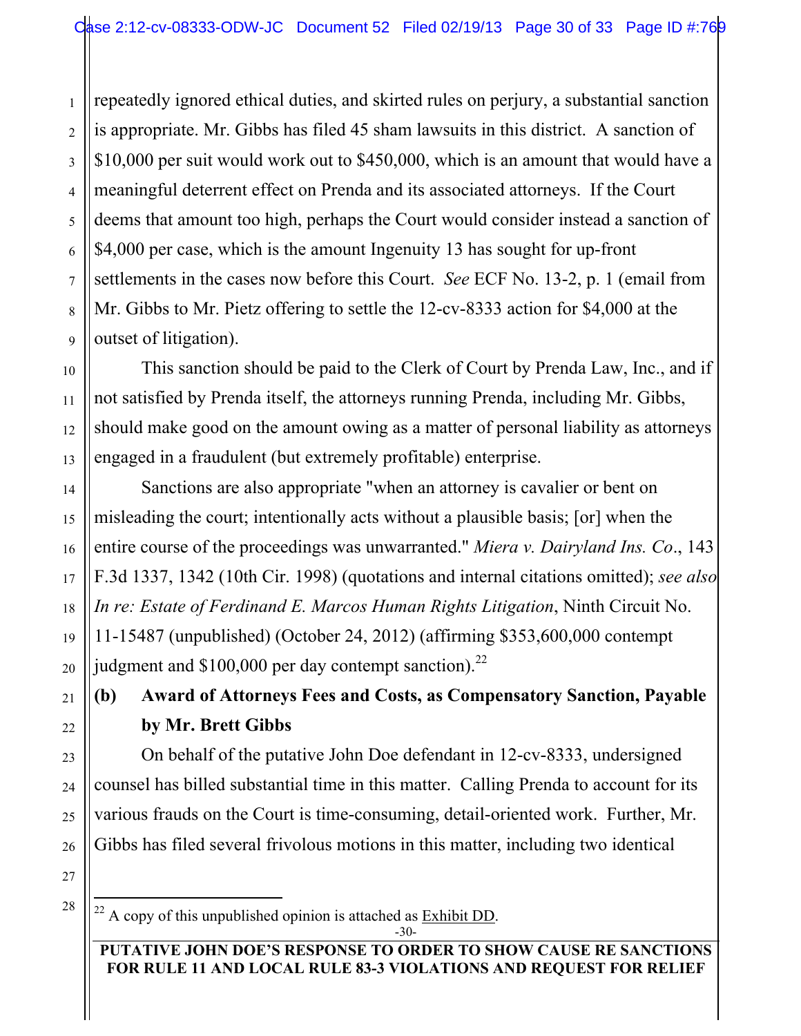repeatedly ignored ethical duties, and skirted rules on perjury, a substantial sanction is appropriate. Mr. Gibbs has filed 45 sham lawsuits in this district. A sanction of $10,000 per suit would work out to $450,000, which is an amount that would have a meaningful deterrent effect on Prenda and its associated attorneys. If the Court deems that amount too high, perhaps the Court would consider instead a sanction of $4,000 per case, which is the amount Ingenuity 13 has sought for up-front settlements in the cases now before this Court. *See* ECF No. 13-2, p. 1 (email from Mr. Gibbs to Mr. Pietz offering to settle the 12-cv-8333 action for $4,000 at the outset of litigation).

This sanction should be paid to the Clerk of Court by Prenda Law, Inc., and if not satisfied by Prenda itself, the attorneys running Prenda, including Mr. Gibbs, should make good on the amount owing as a matter of personal liability as attorneys engaged in a fraudulent (but extremely profitable) enterprise.

Sanctions are also appropriate "when an attorney is cavalier or bent on misleading the court; intentionally acts without a plausible basis; [or] when the entire course of the proceedings was unwarranted." *Miera v. Dairyland Ins. Co*., 143 F.3d 1337, 1342 (10th Cir. 1998) (quotations and internal citations omitted); *see also In re: Estate of Ferdinand E. Marcos Human Rights Litigation*, Ninth Circuit No. 11-15487 (unpublished) (October 24, 2012) (affirming $353,600,000 contempt judgment and $100,000 per day contempt sanction).[22]

**(b) Award of Attorneys Fees and Costs, as Compensatory Sanction, Payable by Mr. Brett Gibbs**

On behalf of the putative John Doe defendant in 12-cv-8333, undersigned counsel has billed substantial time in this matter. Calling Prenda to account for its various frauds on the Court is time-consuming, detail-oriented work. Further, Mr. Gibbs has filed several frivolous motions in this matter, including two identical

[22] A copy of this unpublished opinion is attached as Exhibit DD.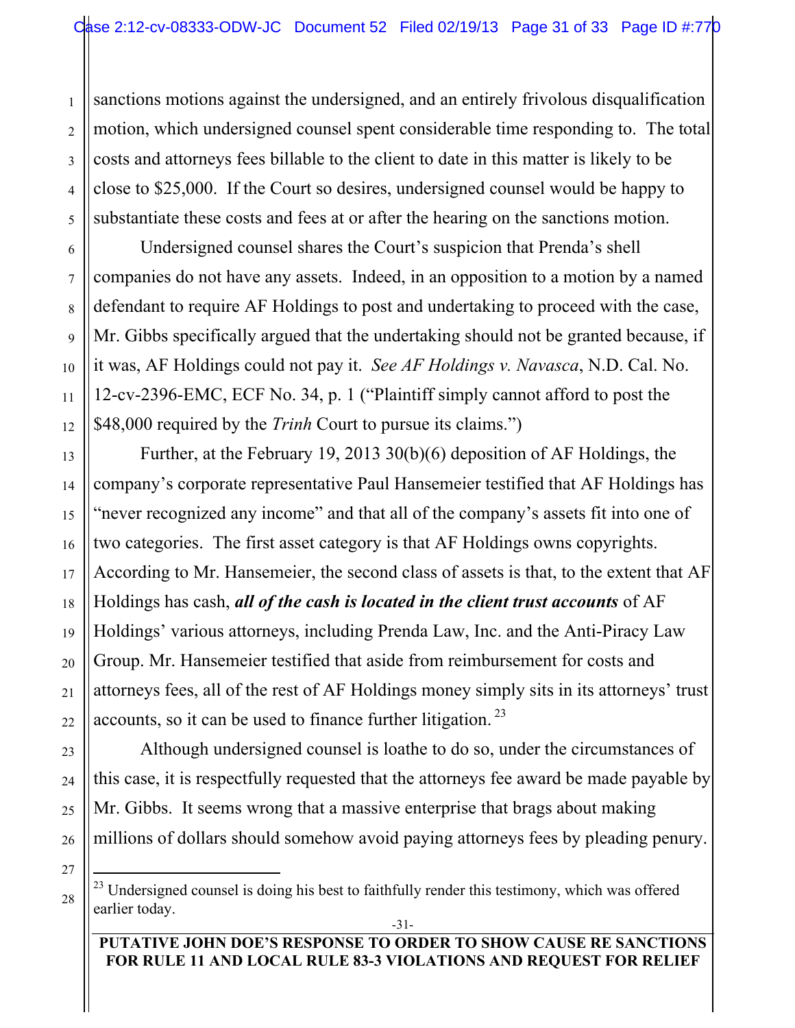sanctions motions against the undersigned, and an entirely frivolous disqualification motion, which undersigned counsel spent considerable time responding to. The total costs and attorneys fees billable to the client to date in this matter is likely to be close to $25,000. If the Court so desires, undersigned counsel would be happy to substantiate these costs and fees at or after the hearing on the sanctions motion.

Undersigned counsel shares the Court's suspicion that Prenda's shell companies do not have any assets. Indeed, in an opposition to a motion by a named defendant to require AF Holdings to post and undertaking to proceed with the case, Mr. Gibbs specifically argued that the undertaking should not be granted because, if it was, AF Holdings could not pay it. *See AF Holdings v. Navasca*, N.D. Cal. No. 12-cv-2396-EMC, ECF No. 34, p. 1 ("Plaintiff simply cannot afford to post the $48,000 required by the *Trinh* Court to pursue its claims.")

Further, at the February 19, 2013 30(b)(6) deposition of AF Holdings, the company's corporate representative Paul Hansemeier testified that AF Holdings has "never recognized any income" and that all of the company's assets fit into one of two categories. The first asset category is that AF Holdings owns copyrights. According to Mr. Hansemeier, the second class of assets is that, to the extent that AF Holdings has cash, ***all of the cash is located in the client trust accounts*** of AF Holdings' various attorneys, including Prenda Law, Inc. and the Anti-Piracy Law Group. Mr. Hansemeier testified that aside from reimbursement for costs and attorneys fees, all of the rest of AF Holdings money simply sits in its attorneys' trust accounts, so it can be used to finance further litigation.[23]

Although undersigned counsel is loathe to do so, under the circumstances of this case, it is respectfully requested that the attorneys fee award be made payable by Mr. Gibbs. It seems wrong that a massive enterprise that brags about making millions of dollars should somehow avoid paying attorneys fees by pleading penury.

---

[23] Undersigned counsel is doing his best to faithfully render this testimony, which was offered earlier today.

**PUTATIVE JOHN DOE'S RESPONSE TO ORDER TO SHOW CAUSE RE SANCTIONS FOR RULE 11 AND LOCAL RULE 83-3 VIOLATIONS AND REQUEST FOR RELIEF**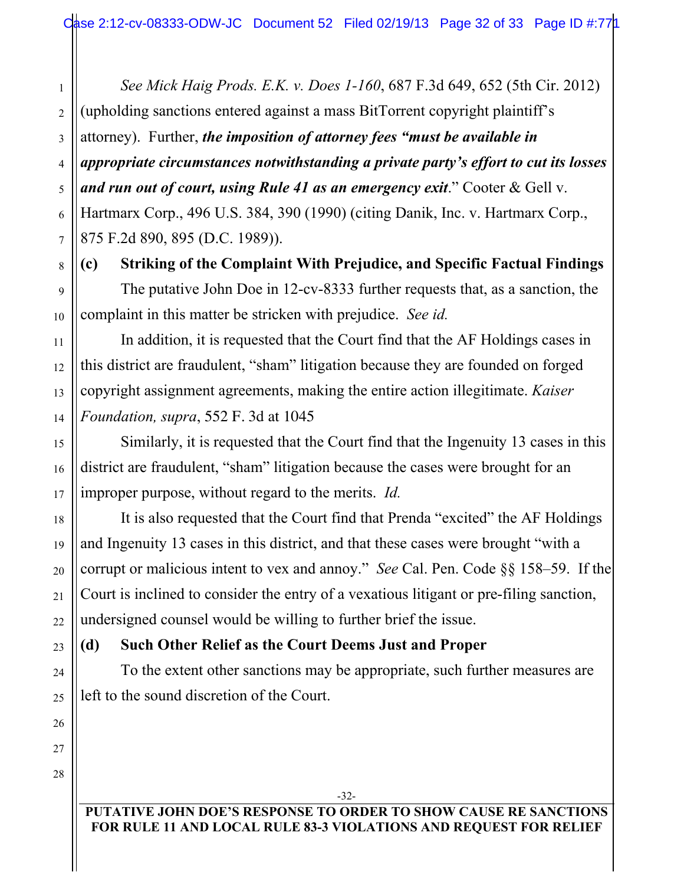*See Mick Haig Prods. E.K. v. Does 1-160*, 687 F.3d 649, 652 (5th Cir. 2012) (upholding sanctions entered against a mass BitTorrent copyright plaintiff's attorney). Further, ***the imposition of attorney fees "must be available in appropriate circumstances notwithstanding a private party's effort to cut its losses and run out of court, using Rule 41 as an emergency exit***." Cooter & Gell v. Hartmarx Corp., 496 U.S. 384, 390 (1990) (citing Danik, Inc. v. Hartmarx Corp., 875 F.2d 890, 895 (D.C. 1989)).

**(c) Striking of the Complaint With Prejudice, and Specific Factual Findings**

The putative John Doe in 12-cv-8333 further requests that, as a sanction, the complaint in this matter be stricken with prejudice. *See id.*

In addition, it is requested that the Court find that the AF Holdings cases in this district are fraudulent, "sham" litigation because they are founded on forged copyright assignment agreements, making the entire action illegitimate. *Kaiser Foundation, supra*, 552 F. 3d at 1045

Similarly, it is requested that the Court find that the Ingenuity 13 cases in this district are fraudulent, "sham" litigation because the cases were brought for an improper purpose, without regard to the merits. *Id.*

It is also requested that the Court find that Prenda "excited" the AF Holdings and Ingenuity 13 cases in this district, and that these cases were brought "with a corrupt or malicious intent to vex and annoy." *See* Cal. Pen. Code §§ 158–59. If the Court is inclined to consider the entry of a vexatious litigant or pre-filing sanction, undersigned counsel would be willing to further brief the issue.

**(d) Such Other Relief as the Court Deems Just and Proper**

To the extent other sanctions may be appropriate, such further measures are left to the sound discretion of the Court.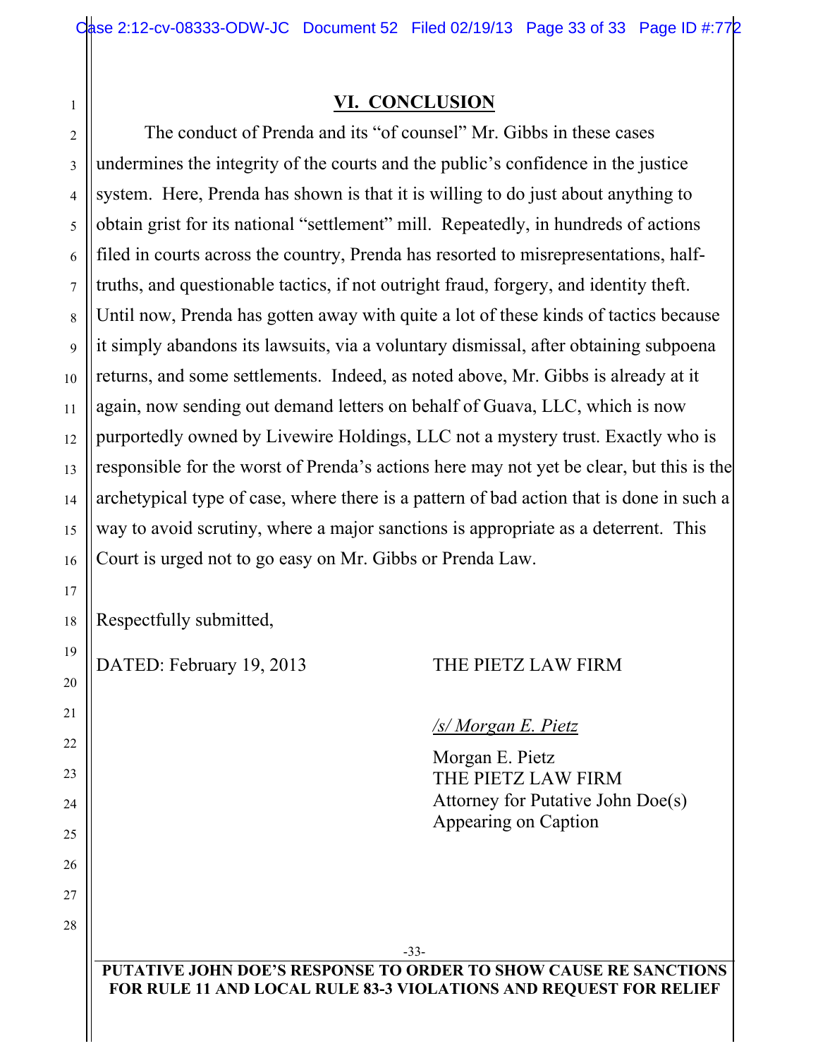## VI. CONCLUSION

The conduct of Prenda and its "of counsel" Mr. Gibbs in these cases undermines the integrity of the courts and the public's confidence in the justice system. Here, Prenda has shown is that it is willing to do just about anything to obtain grist for its national "settlement" mill. Repeatedly, in hundreds of actions filed in courts across the country, Prenda has resorted to misrepresentations, half-truths, and questionable tactics, if not outright fraud, forgery, and identity theft. Until now, Prenda has gotten away with quite a lot of these kinds of tactics because it simply abandons its lawsuits, via a voluntary dismissal, after obtaining subpoena returns, and some settlements. Indeed, as noted above, Mr. Gibbs is already at it again, now sending out demand letters on behalf of Guava, LLC, which is now purportedly owned by Livewire Holdings, LLC not a mystery trust. Exactly who is responsible for the worst of Prenda's actions here may not yet be clear, but this is the archetypical type of case, where there is a pattern of bad action that is done in such a way to avoid scrutiny, where a major sanctions is appropriate as a deterrent. This Court is urged not to go easy on Mr. Gibbs or Prenda Law.

Respectfully submitted,

DATED: February 19, 2013

THE PIETZ LAW FIRM

*/s/ Morgan E. Pietz*

Morgan E. Pietz  
THE PIETZ LAW FIRM  
Attorney for Putative John Doe(s)  
Appearing on Caption

**PUTATIVE JOHN DOE'S RESPONSE TO ORDER TO SHOW CAUSE RE SANCTIONS FOR RULE 11 AND LOCAL RULE 83-3 VIOLATIONS AND REQUEST FOR RELIEF**